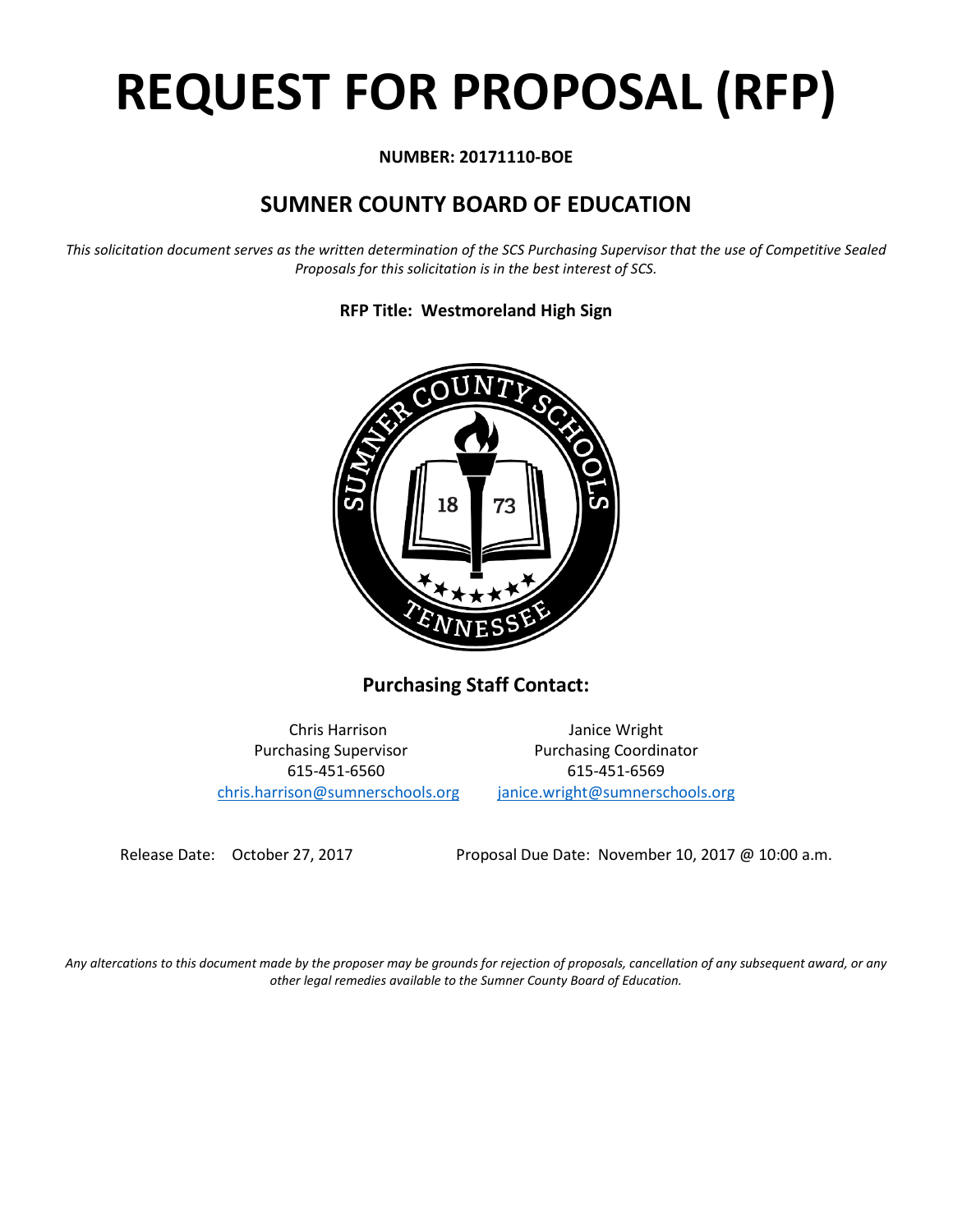# REQUEST FOR PROPOSAL (RFP)

**NUMBER: 20171110-BOE**

## SUMNER COUNTY BOARD OF EDUCATION

*This solicitation document serves as the written determination of the SCS Purchasing Supervisor that the use of Competitive Sealed Proposals for this solicitation is in the best interest of SCS.*

**RFP Title: Westmoreland High Sign**

### Purchasing Staff Contact:

| | |
|---|---|
| Chris Harrison | Janice Wright |
| Purchasing Supervisor | Purchasing Coordinator |
| 615-451-6560 | 615-451-6569 |
| chris.harrison@sumnerschools.org | janice.wright@sumnerschools.org |

Release Date: October 27, 2017

Proposal Due Date: November 10, 2017 @ 10:00 a.m.

*Any altercations to this document made by the proposer may be grounds for rejection of proposals, cancellation of any subsequent award, or any other legal remedies available to the Sumner County Board of Education.*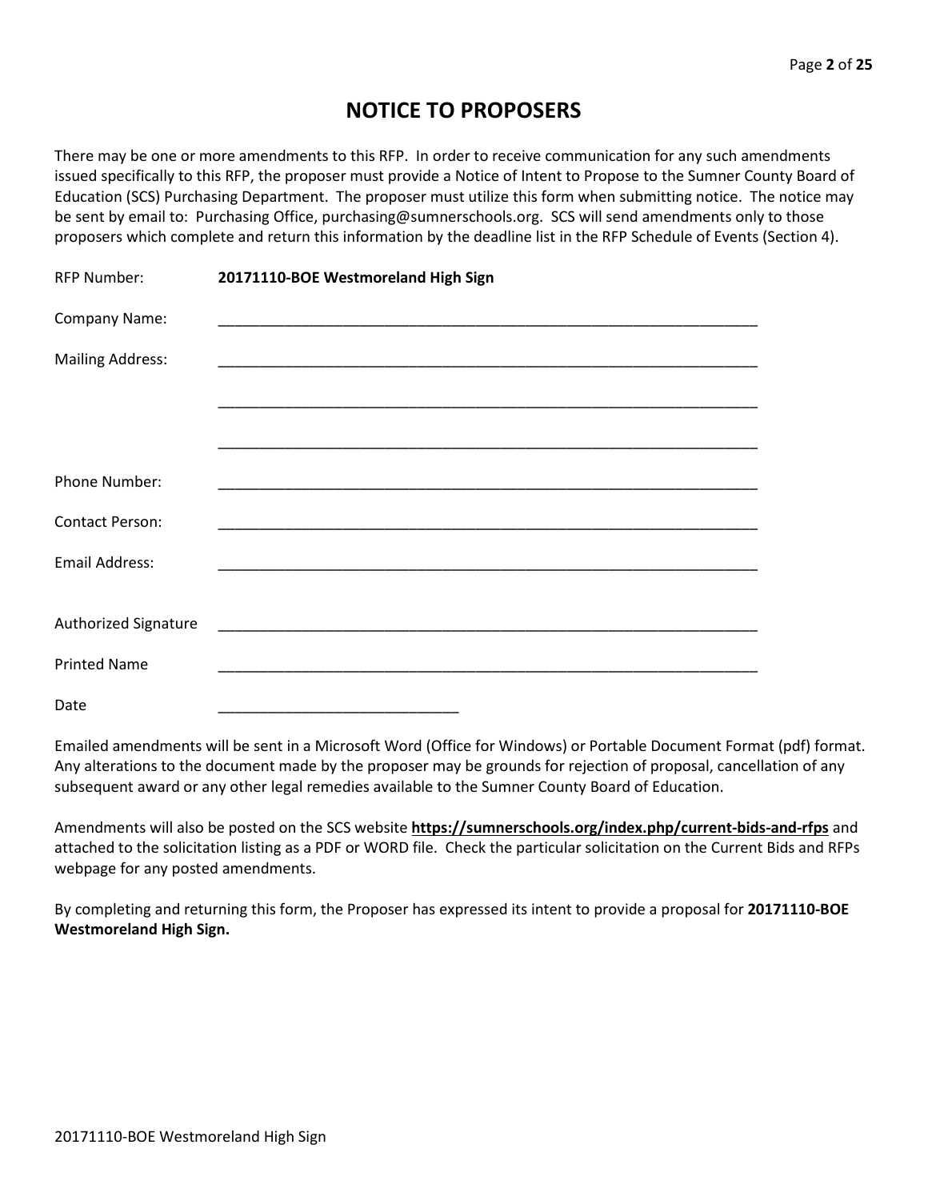# NOTICE TO PROPOSERS

There may be one or more amendments to this RFP. In order to receive communication for any such amendments issued specifically to this RFP, the proposer must provide a Notice of Intent to Propose to the Sumner County Board of Education (SCS) Purchasing Department. The proposer must utilize this form when submitting notice. The notice may be sent by email to: Purchasing Office, purchasing@sumnerschools.org. SCS will send amendments only to those proposers which complete and return this information by the deadline list in the RFP Schedule of Events (Section 4).

RFP Number: **20171110-BOE Westmoreland High Sign**

Company Name: ____________________________________________________________

Mailing Address: ____________________________________________________________

____________________________________________________________

____________________________________________________________

Phone Number: ____________________________________________________________

Contact Person: ____________________________________________________________

Email Address: ____________________________________________________________

Authorized Signature ____________________________________________________________

Printed Name ____________________________________________________________

Date ______________________________

Emailed amendments will be sent in a Microsoft Word (Office for Windows) or Portable Document Format (pdf) format. Any alterations to the document made by the proposer may be grounds for rejection of proposal, cancellation of any subsequent award or any other legal remedies available to the Sumner County Board of Education.

Amendments will also be posted on the SCS website **https://sumnerschools.org/index.php/current-bids-and-rfps** and attached to the solicitation listing as a PDF or WORD file. Check the particular solicitation on the Current Bids and RFPs webpage for any posted amendments.

By completing and returning this form, the Proposer has expressed its intent to provide a proposal for **20171110-BOE Westmoreland High Sign.**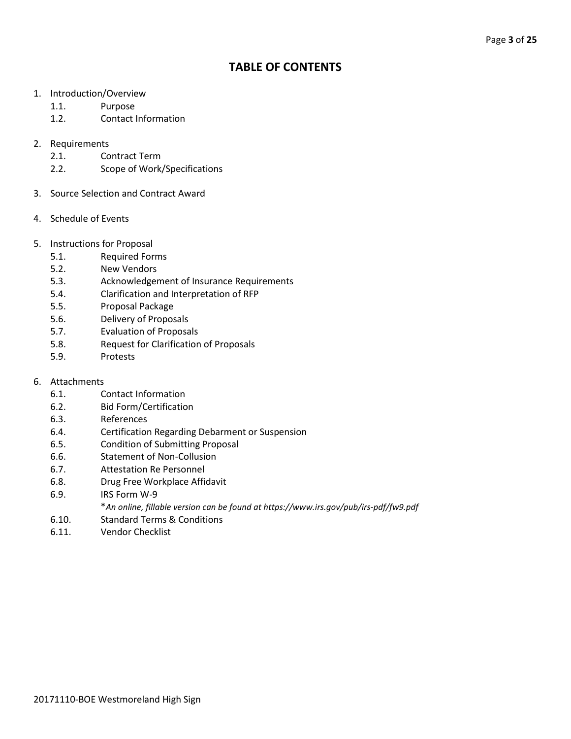# TABLE OF CONTENTS

1. Introduction/Overview
    - 1.1. Purpose
    - 1.2. Contact Information

2. Requirements
    - 2.1. Contract Term
    - 2.2. Scope of Work/Specifications

3. Source Selection and Contract Award

4. Schedule of Events

5. Instructions for Proposal
    - 5.1. Required Forms
    - 5.2. New Vendors
    - 5.3. Acknowledgement of Insurance Requirements
    - 5.4. Clarification and Interpretation of RFP
    - 5.5. Proposal Package
    - 5.6. Delivery of Proposals
    - 5.7. Evaluation of Proposals
    - 5.8. Request for Clarification of Proposals
    - 5.9. Protests

6. Attachments
    - 6.1. Contact Information
    - 6.2. Bid Form/Certification
    - 6.3. References
    - 6.4. Certification Regarding Debarment or Suspension
    - 6.5. Condition of Submitting Proposal
    - 6.6. Statement of Non-Collusion
    - 6.7. Attestation Re Personnel
    - 6.8. Drug Free Workplace Affidavit
    - 6.9. IRS Form W-9
      *\*An online, fillable version can be found at https://www.irs.gov/pub/irs-pdf/fw9.pdf*
    - 6.10. Standard Terms & Conditions
    - 6.11. Vendor Checklist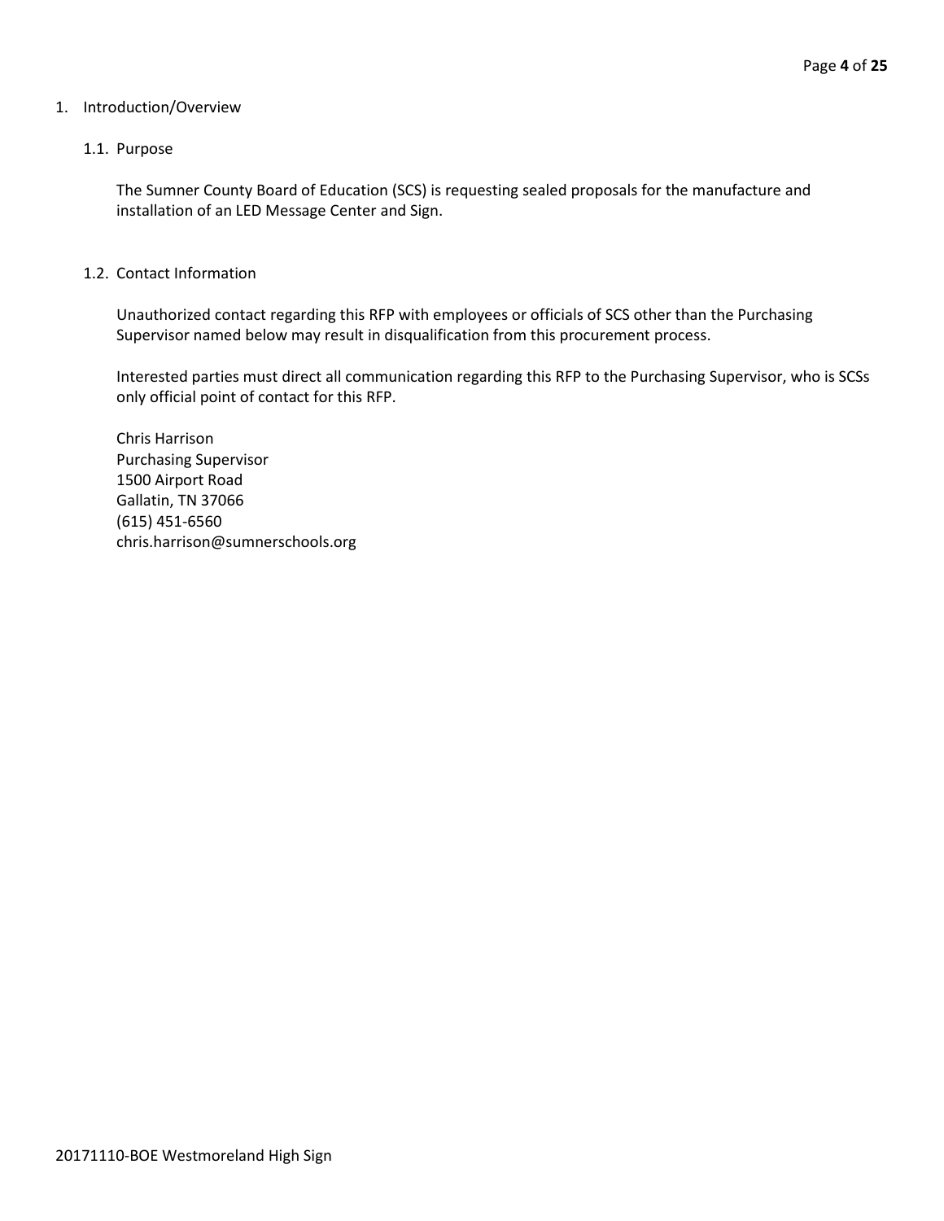# 1. Introduction/Overview

## 1.1. Purpose

The Sumner County Board of Education (SCS) is requesting sealed proposals for the manufacture and installation of an LED Message Center and Sign.

## 1.2. Contact Information

Unauthorized contact regarding this RFP with employees or officials of SCS other than the Purchasing Supervisor named below may result in disqualification from this procurement process.

Interested parties must direct all communication regarding this RFP to the Purchasing Supervisor, who is SCSs only official point of contact for this RFP.

Chris Harrison
Purchasing Supervisor
1500 Airport Road
Gallatin, TN 37066
(615) 451-6560
chris.harrison@sumnerschools.org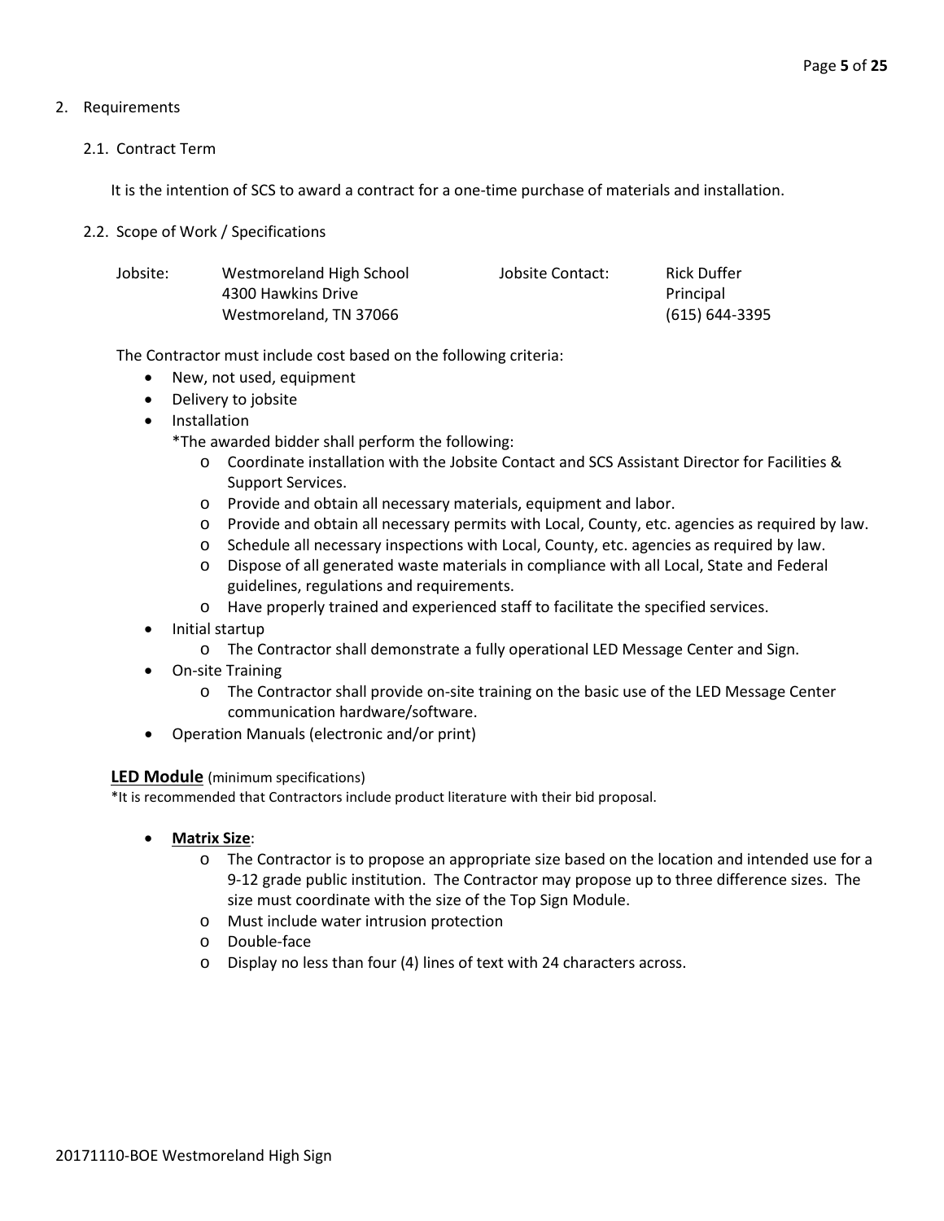## 2. Requirements

### 2.1. Contract Term

It is the intention of SCS to award a contract for a one-time purchase of materials and installation.

### 2.2. Scope of Work / Specifications

| Jobsite: | Westmoreland High School<br>4300 Hawkins Drive<br>Westmoreland, TN 37066 | Jobsite Contact: | Rick Duffer<br>Principal<br>(615) 644-3395 |
|---|---|---|---|

The Contractor must include cost based on the following criteria:

- New, not used, equipment
- Delivery to jobsite
- Installation
  *The awarded bidder shall perform the following:
  - Coordinate installation with the Jobsite Contact and SCS Assistant Director for Facilities & Support Services.
  - Provide and obtain all necessary materials, equipment and labor.
  - Provide and obtain all necessary permits with Local, County, etc. agencies as required by law.
  - Schedule all necessary inspections with Local, County, etc. agencies as required by law.
  - Dispose of all generated waste materials in compliance with all Local, State and Federal guidelines, regulations and requirements.
  - Have properly trained and experienced staff to facilitate the specified services.
- Initial startup
  - The Contractor shall demonstrate a fully operational LED Message Center and Sign.
- On-site Training
  - The Contractor shall provide on-site training on the basic use of the LED Message Center communication hardware/software.
- Operation Manuals (electronic and/or print)

**LED Module** (minimum specifications)
*It is recommended that Contractors include product literature with their bid proposal.

- **Matrix Size**:
  - The Contractor is to propose an appropriate size based on the location and intended use for a 9-12 grade public institution. The Contractor may propose up to three difference sizes. The size must coordinate with the size of the Top Sign Module.
  - Must include water intrusion protection
  - Double-face
  - Display no less than four (4) lines of text with 24 characters across.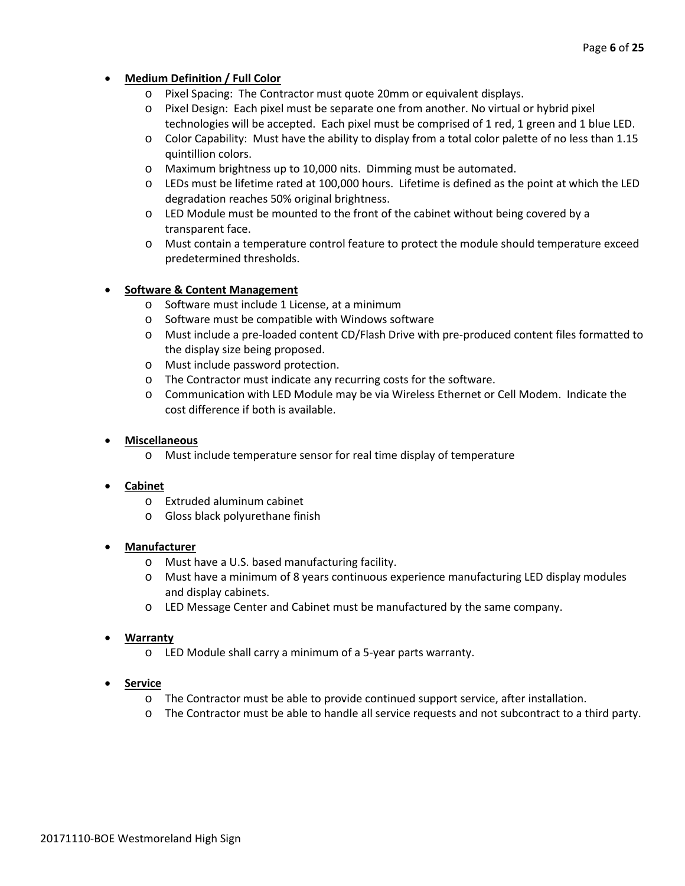- **Medium Definition / Full Color**
  - Pixel Spacing: The Contractor must quote 20mm or equivalent displays.
  - Pixel Design: Each pixel must be separate one from another. No virtual or hybrid pixel technologies will be accepted. Each pixel must be comprised of 1 red, 1 green and 1 blue LED.
  - Color Capability: Must have the ability to display from a total color palette of no less than 1.15 quintillion colors.
  - Maximum brightness up to 10,000 nits. Dimming must be automated.
  - LEDs must be lifetime rated at 100,000 hours. Lifetime is defined as the point at which the LED degradation reaches 50% original brightness.
  - LED Module must be mounted to the front of the cabinet without being covered by a transparent face.
  - Must contain a temperature control feature to protect the module should temperature exceed predetermined thresholds.

- **Software & Content Management**
  - Software must include 1 License, at a minimum
  - Software must be compatible with Windows software
  - Must include a pre-loaded content CD/Flash Drive with pre-produced content files formatted to the display size being proposed.
  - Must include password protection.
  - The Contractor must indicate any recurring costs for the software.
  - Communication with LED Module may be via Wireless Ethernet or Cell Modem. Indicate the cost difference if both is available.

- **Miscellaneous**
  - Must include temperature sensor for real time display of temperature

- **Cabinet**
  - Extruded aluminum cabinet
  - Gloss black polyurethane finish

- **Manufacturer**
  - Must have a U.S. based manufacturing facility.
  - Must have a minimum of 8 years continuous experience manufacturing LED display modules and display cabinets.
  - LED Message Center and Cabinet must be manufactured by the same company.

- **Warranty**
  - LED Module shall carry a minimum of a 5-year parts warranty.

- **Service**
  - The Contractor must be able to provide continued support service, after installation.
  - The Contractor must be able to handle all service requests and not subcontract to a third party.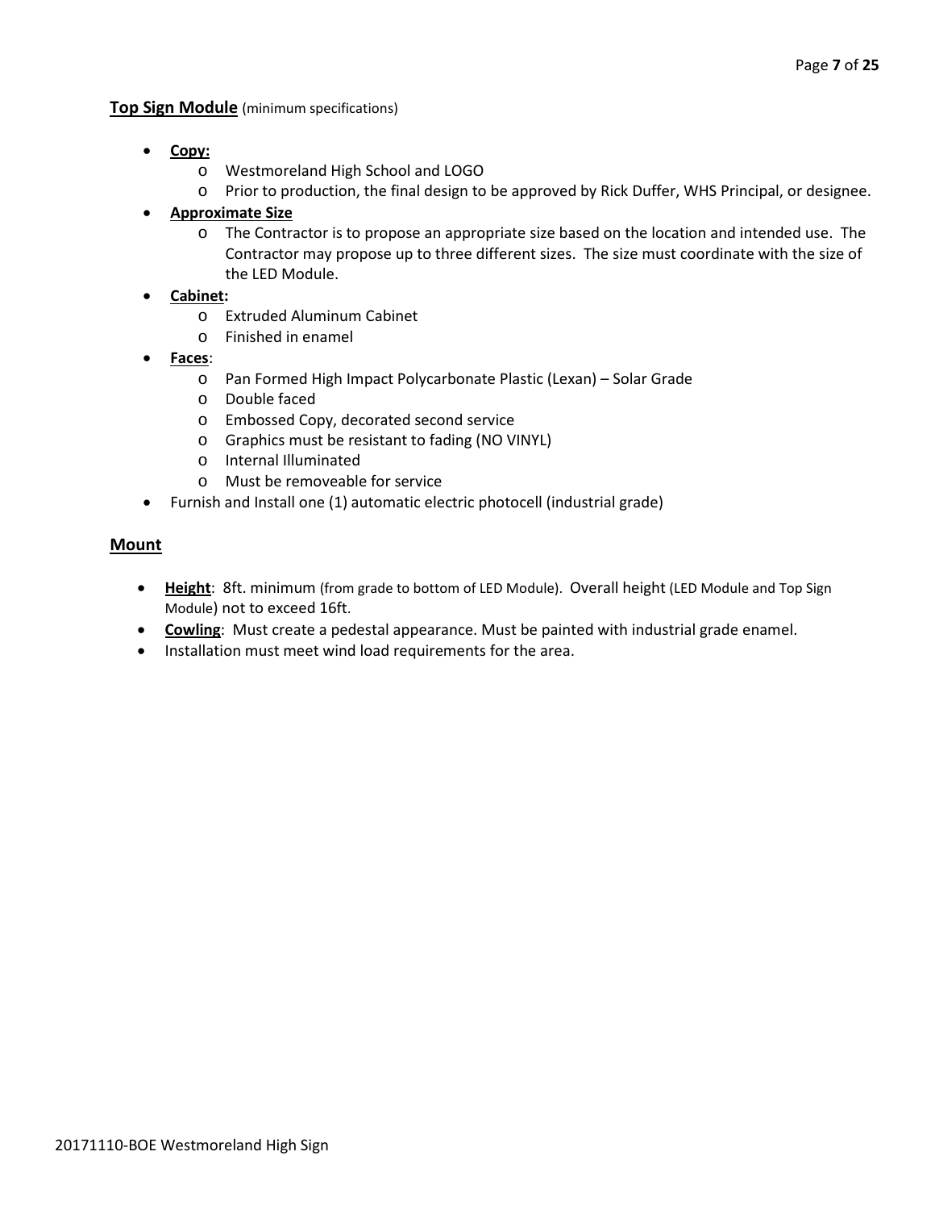**Top Sign Module** (minimum specifications)

- **Copy:**
  - Westmoreland High School and LOGO
  - Prior to production, the final design to be approved by Rick Duffer, WHS Principal, or designee.
- **Approximate Size**
  - The Contractor is to propose an appropriate size based on the location and intended use. The Contractor may propose up to three different sizes. The size must coordinate with the size of the LED Module.
- **Cabinet:**
  - Extruded Aluminum Cabinet
  - Finished in enamel
- **Faces**:
  - Pan Formed High Impact Polycarbonate Plastic (Lexan) – Solar Grade
  - Double faced
  - Embossed Copy, decorated second service
  - Graphics must be resistant to fading (NO VINYL)
  - Internal Illuminated
  - Must be removeable for service
- Furnish and Install one (1) automatic electric photocell (industrial grade)

**Mount**

- **Height**: 8ft. minimum (from grade to bottom of LED Module). Overall height (LED Module and Top Sign Module) not to exceed 16ft.
- **Cowling**: Must create a pedestal appearance. Must be painted with industrial grade enamel.
- Installation must meet wind load requirements for the area.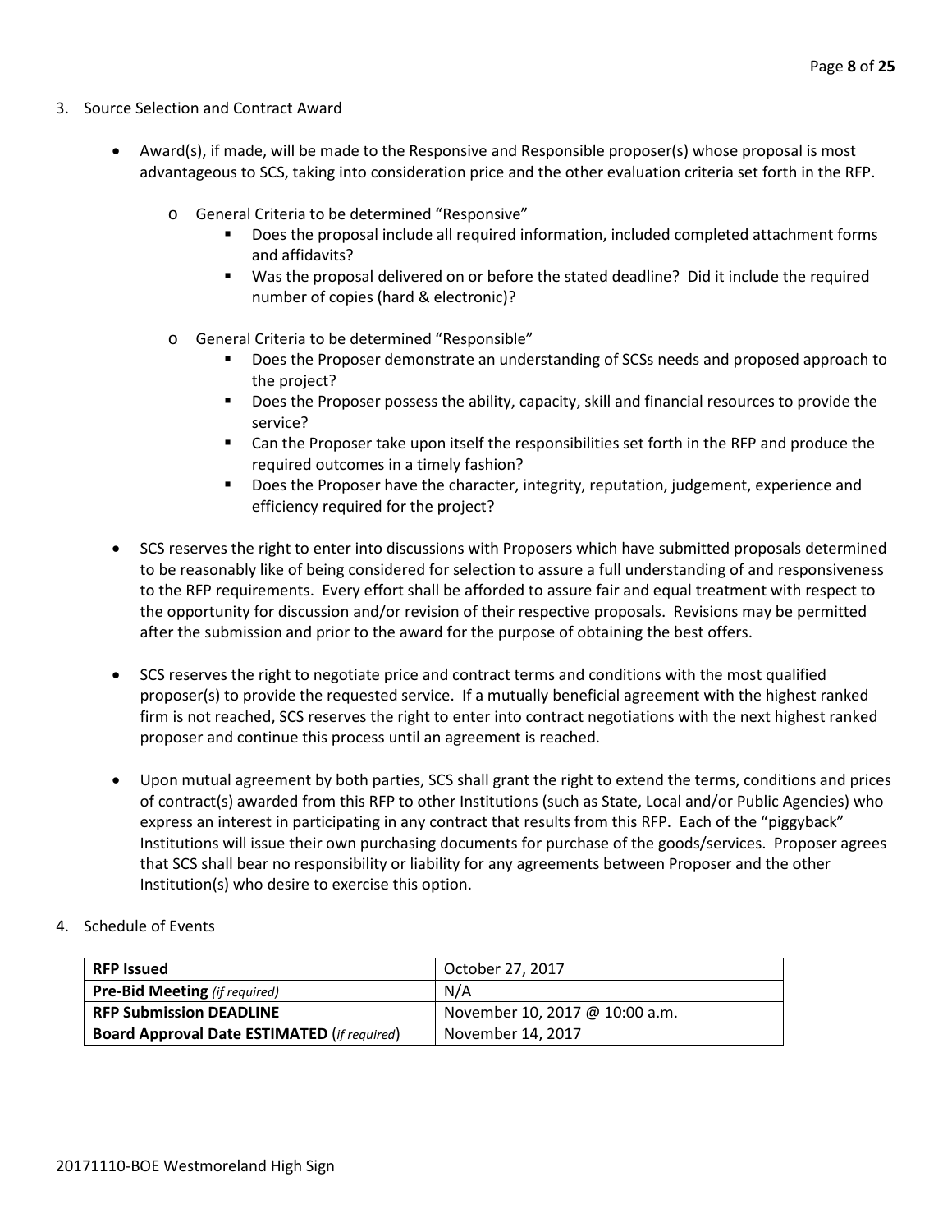3. Source Selection and Contract Award

- Award(s), if made, will be made to the Responsive and Responsible proposer(s) whose proposal is most advantageous to SCS, taking into consideration price and the other evaluation criteria set forth in the RFP.
    - General Criteria to be determined "Responsive"
        - Does the proposal include all required information, included completed attachment forms and affidavits?
        - Was the proposal delivered on or before the stated deadline? Did it include the required number of copies (hard & electronic)?
    - General Criteria to be determined "Responsible"
        - Does the Proposer demonstrate an understanding of SCSs needs and proposed approach to the project?
        - Does the Proposer possess the ability, capacity, skill and financial resources to provide the service?
        - Can the Proposer take upon itself the responsibilities set forth in the RFP and produce the required outcomes in a timely fashion?
        - Does the Proposer have the character, integrity, reputation, judgement, experience and efficiency required for the project?
- SCS reserves the right to enter into discussions with Proposers which have submitted proposals determined to be reasonably like of being considered for selection to assure a full understanding of and responsiveness to the RFP requirements. Every effort shall be afforded to assure fair and equal treatment with respect to the opportunity for discussion and/or revision of their respective proposals. Revisions may be permitted after the submission and prior to the award for the purpose of obtaining the best offers.
- SCS reserves the right to negotiate price and contract terms and conditions with the most qualified proposer(s) to provide the requested service. If a mutually beneficial agreement with the highest ranked firm is not reached, SCS reserves the right to enter into contract negotiations with the next highest ranked proposer and continue this process until an agreement is reached.
- Upon mutual agreement by both parties, SCS shall grant the right to extend the terms, conditions and prices of contract(s) awarded from this RFP to other Institutions (such as State, Local and/or Public Agencies) who express an interest in participating in any contract that results from this RFP. Each of the "piggyback" Institutions will issue their own purchasing documents for purchase of the goods/services. Proposer agrees that SCS shall bear no responsibility or liability for any agreements between Proposer and the other Institution(s) who desire to exercise this option.

4. Schedule of Events

| **RFP Issued** | October 27, 2017 |
|---|---|
| **Pre-Bid Meeting** *(if required)* | N/A |
| **RFP Submission DEADLINE** | November 10, 2017 @ 10:00 a.m. |
| **Board Approval Date ESTIMATED** (*if required*) | November 14, 2017 |

20171110-BOE Westmoreland High Sign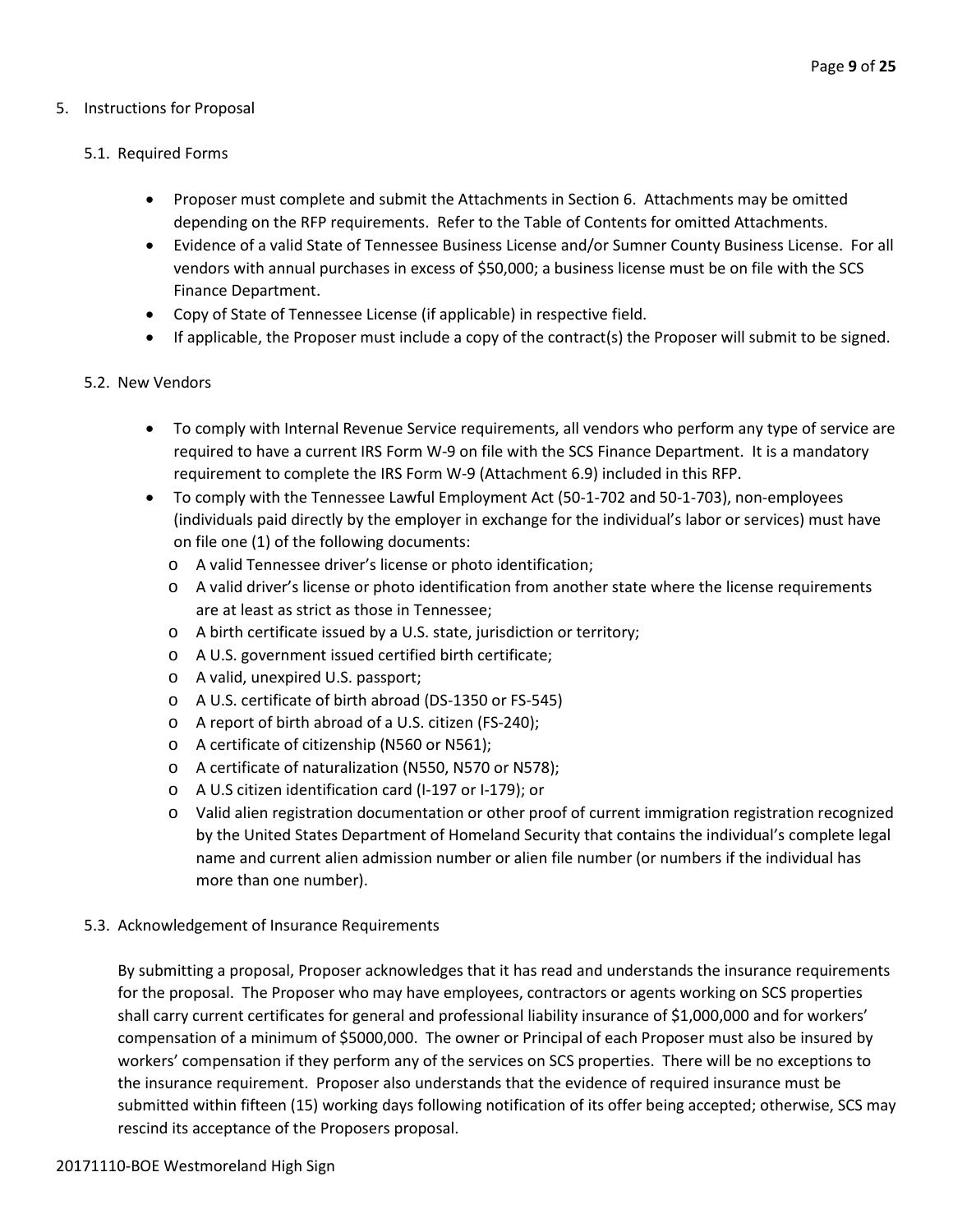## 5. Instructions for Proposal

### 5.1. Required Forms

- Proposer must complete and submit the Attachments in Section 6. Attachments may be omitted depending on the RFP requirements. Refer to the Table of Contents for omitted Attachments.
- Evidence of a valid State of Tennessee Business License and/or Sumner County Business License. For all vendors with annual purchases in excess of $50,000; a business license must be on file with the SCS Finance Department.
- Copy of State of Tennessee License (if applicable) in respective field.
- If applicable, the Proposer must include a copy of the contract(s) the Proposer will submit to be signed.

### 5.2. New Vendors

- To comply with Internal Revenue Service requirements, all vendors who perform any type of service are required to have a current IRS Form W-9 on file with the SCS Finance Department. It is a mandatory requirement to complete the IRS Form W-9 (Attachment 6.9) included in this RFP.
- To comply with the Tennessee Lawful Employment Act (50-1-702 and 50-1-703), non-employees (individuals paid directly by the employer in exchange for the individual's labor or services) must have on file one (1) of the following documents:
  - A valid Tennessee driver's license or photo identification;
  - A valid driver's license or photo identification from another state where the license requirements are at least as strict as those in Tennessee;
  - A birth certificate issued by a U.S. state, jurisdiction or territory;
  - A U.S. government issued certified birth certificate;
  - A valid, unexpired U.S. passport;
  - A U.S. certificate of birth abroad (DS-1350 or FS-545)
  - A report of birth abroad of a U.S. citizen (FS-240);
  - A certificate of citizenship (N560 or N561);
  - A certificate of naturalization (N550, N570 or N578);
  - A U.S citizen identification card (I-197 or I-179); or
  - Valid alien registration documentation or other proof of current immigration registration recognized by the United States Department of Homeland Security that contains the individual's complete legal name and current alien admission number or alien file number (or numbers if the individual has more than one number).

### 5.3. Acknowledgement of Insurance Requirements

By submitting a proposal, Proposer acknowledges that it has read and understands the insurance requirements for the proposal. The Proposer who may have employees, contractors or agents working on SCS properties shall carry current certificates for general and professional liability insurance of $1,000,000 and for workers' compensation of a minimum of $5000,000. The owner or Principal of each Proposer must also be insured by workers' compensation if they perform any of the services on SCS properties. There will be no exceptions to the insurance requirement. Proposer also understands that the evidence of required insurance must be submitted within fifteen (15) working days following notification of its offer being accepted; otherwise, SCS may rescind its acceptance of the Proposers proposal.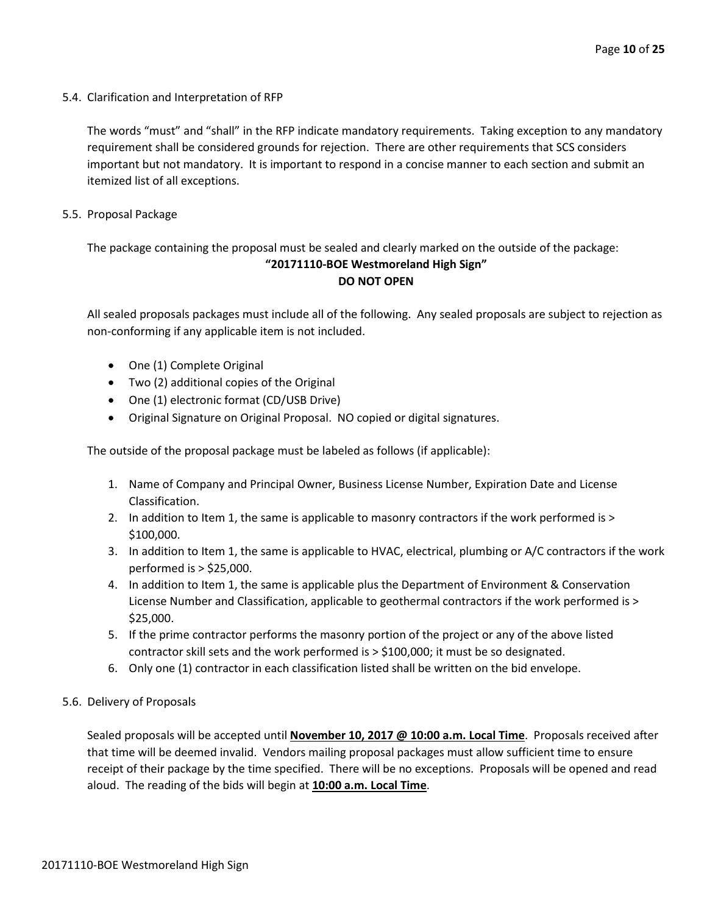### 5.4. Clarification and Interpretation of RFP

The words "must" and "shall" in the RFP indicate mandatory requirements. Taking exception to any mandatory requirement shall be considered grounds for rejection. There are other requirements that SCS considers important but not mandatory. It is important to respond in a concise manner to each section and submit an itemized list of all exceptions.

### 5.5. Proposal Package

The package containing the proposal must be sealed and clearly marked on the outside of the package:

**"20171110-BOE Westmoreland High Sign"**
**DO NOT OPEN**

All sealed proposals packages must include all of the following. Any sealed proposals are subject to rejection as non-conforming if any applicable item is not included.

- One (1) Complete Original
- Two (2) additional copies of the Original
- One (1) electronic format (CD/USB Drive)
- Original Signature on Original Proposal. NO copied or digital signatures.

The outside of the proposal package must be labeled as follows (if applicable):

1. Name of Company and Principal Owner, Business License Number, Expiration Date and License Classification.
2. In addition to Item 1, the same is applicable to masonry contractors if the work performed is > $100,000.
3. In addition to Item 1, the same is applicable to HVAC, electrical, plumbing or A/C contractors if the work performed is > $25,000.
4. In addition to Item 1, the same is applicable plus the Department of Environment & Conservation License Number and Classification, applicable to geothermal contractors if the work performed is > $25,000.
5. If the prime contractor performs the masonry portion of the project or any of the above listed contractor skill sets and the work performed is > $100,000; it must be so designated.
6. Only one (1) contractor in each classification listed shall be written on the bid envelope.

### 5.6. Delivery of Proposals

Sealed proposals will be accepted until **November 10, 2017 @ 10:00 a.m. Local Time**. Proposals received after that time will be deemed invalid. Vendors mailing proposal packages must allow sufficient time to ensure receipt of their package by the time specified. There will be no exceptions. Proposals will be opened and read aloud. The reading of the bids will begin at **10:00 a.m. Local Time**.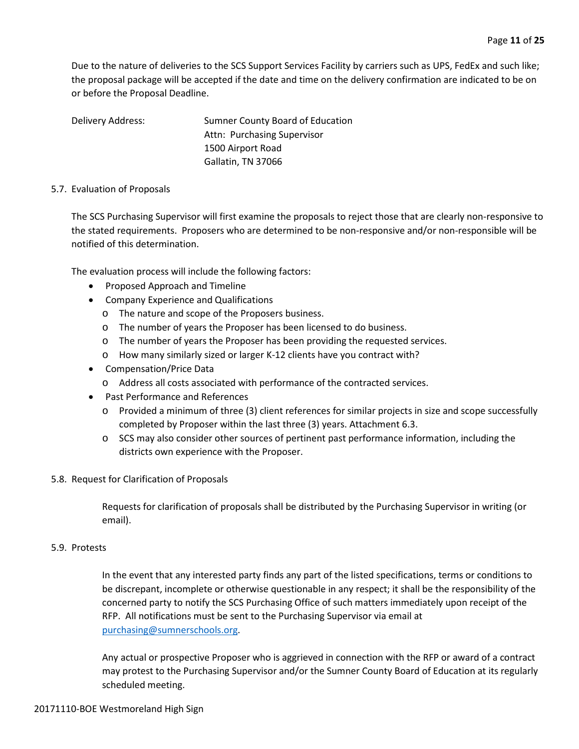Due to the nature of deliveries to the SCS Support Services Facility by carriers such as UPS, FedEx and such like; the proposal package will be accepted if the date and time on the delivery confirmation are indicated to be on or before the Proposal Deadline.

Delivery Address: Sumner County Board of Education
Attn: Purchasing Supervisor
1500 Airport Road
Gallatin, TN 37066

5.7. Evaluation of Proposals

The SCS Purchasing Supervisor will first examine the proposals to reject those that are clearly non-responsive to the stated requirements. Proposers who are determined to be non-responsive and/or non-responsible will be notified of this determination.

The evaluation process will include the following factors:

- Proposed Approach and Timeline
- Company Experience and Qualifications
  - The nature and scope of the Proposers business.
  - The number of years the Proposer has been licensed to do business.
  - The number of years the Proposer has been providing the requested services.
  - How many similarly sized or larger K-12 clients have you contract with?
- Compensation/Price Data
  - Address all costs associated with performance of the contracted services.
- Past Performance and References
  - Provided a minimum of three (3) client references for similar projects in size and scope successfully completed by Proposer within the last three (3) years. Attachment 6.3.
  - SCS may also consider other sources of pertinent past performance information, including the districts own experience with the Proposer.

5.8. Request for Clarification of Proposals

Requests for clarification of proposals shall be distributed by the Purchasing Supervisor in writing (or email).

5.9. Protests

In the event that any interested party finds any part of the listed specifications, terms or conditions to be discrepant, incomplete or otherwise questionable in any respect; it shall be the responsibility of the concerned party to notify the SCS Purchasing Office of such matters immediately upon receipt of the RFP. All notifications must be sent to the Purchasing Supervisor via email at purchasing@sumnerschools.org.

Any actual or prospective Proposer who is aggrieved in connection with the RFP or award of a contract may protest to the Purchasing Supervisor and/or the Sumner County Board of Education at its regularly scheduled meeting.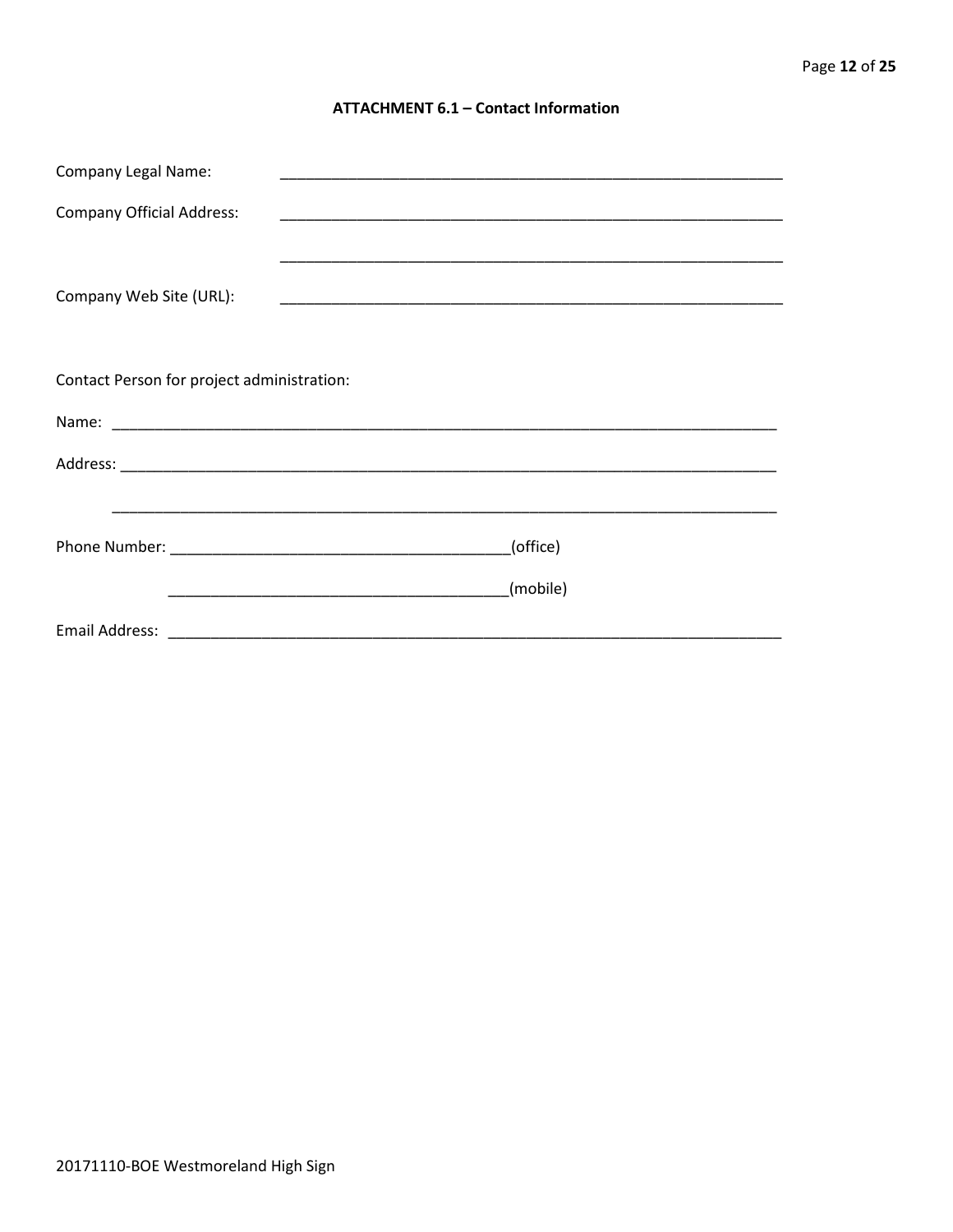### ATTACHMENT 6.1 – Contact Information

Company Legal Name: ____________________________________________________________

Company Official Address: ____________________________________________________________

____________________________________________________________

Company Web Site (URL): ____________________________________________________________

Contact Person for project administration:

Name: ________________________________________________________________________________

Address: ______________________________________________________________________________

________________________________________________________________________________

Phone Number: ________________________________________(office)

________________________________________(mobile)

Email Address: ___________________________________________________________________________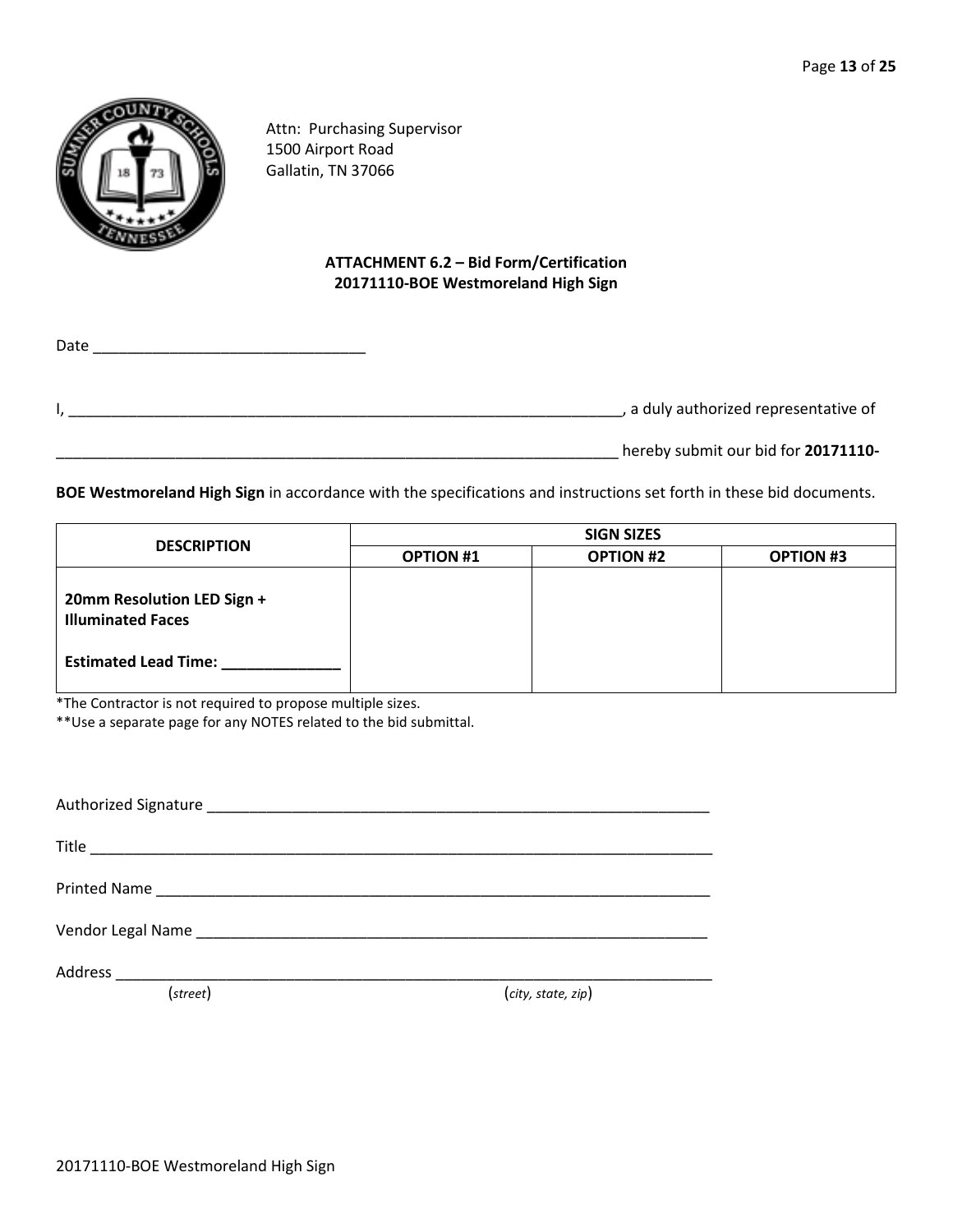Attn: Purchasing Supervisor
1500 Airport Road
Gallatin, TN 37066

**ATTACHMENT 6.2 – Bid Form/Certification**
**20171110-BOE Westmoreland High Sign**

Date ________________________________

I, ________________________________________________________________, a duly authorized representative of

________________________________________________________________ hereby submit our bid for **20171110-BOE Westmoreland High Sign** in accordance with the specifications and instructions set forth in these bid documents.

| DESCRIPTION | SIGN SIZES | | |
|---|---|---|---|
| | **OPTION #1** | **OPTION #2** | **OPTION #3** |
| **20mm Resolution LED Sign + Illuminated Faces**<br><br>**Estimated Lead Time: ______________** | | | |

*The Contractor is not required to propose multiple sizes.
**Use a separate page for any NOTES related to the bid submittal.

Authorized Signature ____________________________________________________________

Title ________________________________________________________________________

Printed Name __________________________________________________________________

Vendor Legal Name ______________________________________________________________

Address ______________________________________________________________________
(*street*) (*city, state, zip*)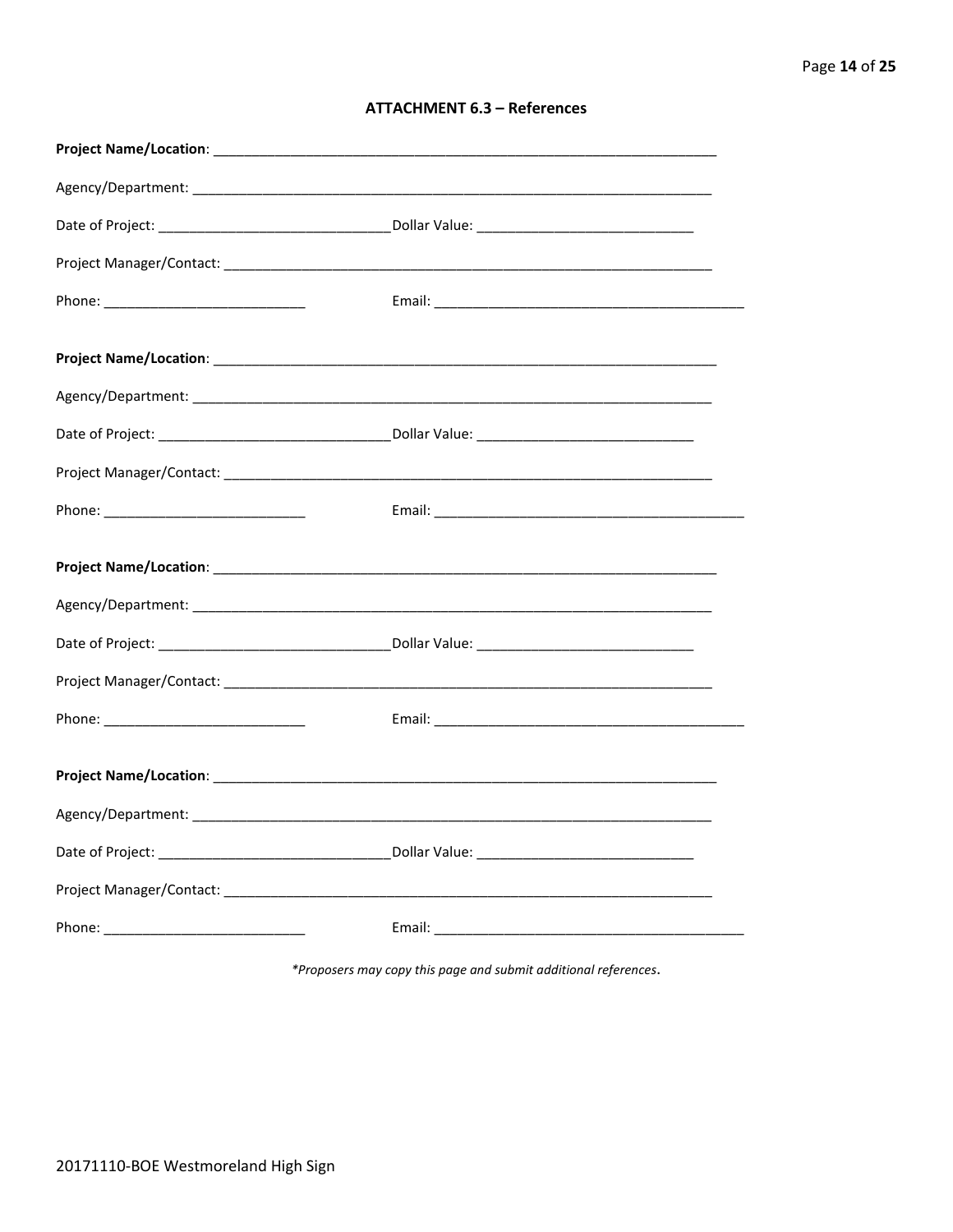## ATTACHMENT 6.3 – References

**Project Name/Location**: ___________________________________________________________________

Agency/Department: ___________________________________________________________________

Date of Project: ______________________________ Dollar Value: ____________________________

Project Manager/Contact: ______________________________________________________________

Phone: __________________________ Email: ________________________________________

**Project Name/Location**: ___________________________________________________________________

Agency/Department: ___________________________________________________________________

Date of Project: ______________________________ Dollar Value: ____________________________

Project Manager/Contact: ______________________________________________________________

Phone: __________________________ Email: ________________________________________

**Project Name/Location**: ___________________________________________________________________

Agency/Department: ___________________________________________________________________

Date of Project: ______________________________ Dollar Value: ____________________________

Project Manager/Contact: ______________________________________________________________

Phone: __________________________ Email: ________________________________________

**Project Name/Location**: ___________________________________________________________________

Agency/Department: ___________________________________________________________________

Date of Project: ______________________________ Dollar Value: ____________________________

Project Manager/Contact: ______________________________________________________________

Phone: __________________________ Email: ________________________________________

*\*Proposers may copy this page and submit additional references*.

20171110-BOE Westmoreland High Sign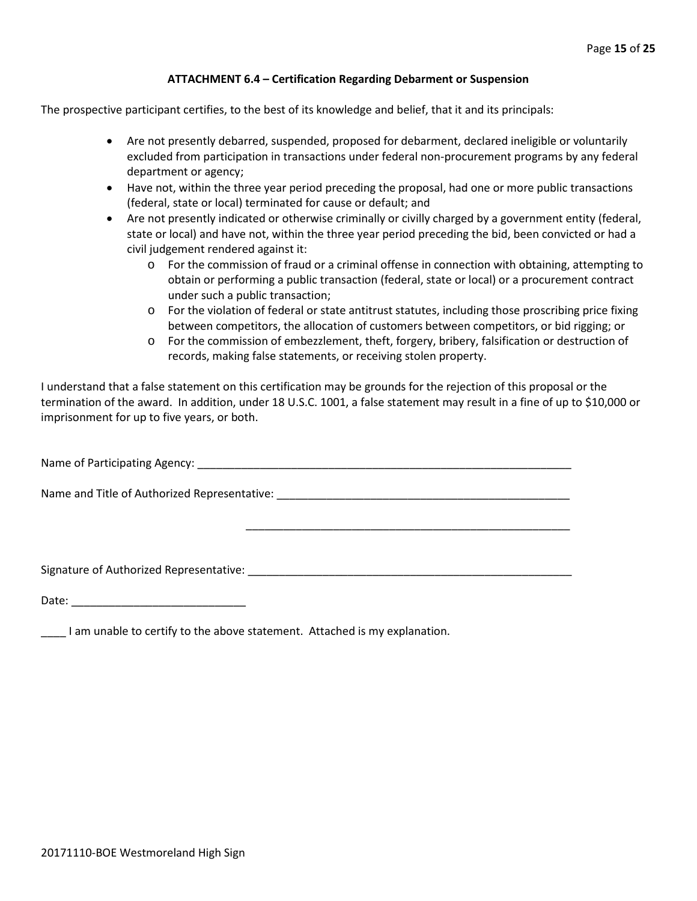### ATTACHMENT 6.4 – Certification Regarding Debarment or Suspension

The prospective participant certifies, to the best of its knowledge and belief, that it and its principals:

- Are not presently debarred, suspended, proposed for debarment, declared ineligible or voluntarily excluded from participation in transactions under federal non-procurement programs by any federal department or agency;
- Have not, within the three year period preceding the proposal, had one or more public transactions (federal, state or local) terminated for cause or default; and
- Are not presently indicated or otherwise criminally or civilly charged by a government entity (federal, state or local) and have not, within the three year period preceding the bid, been convicted or had a civil judgement rendered against it:
  - For the commission of fraud or a criminal offense in connection with obtaining, attempting to obtain or performing a public transaction (federal, state or local) or a procurement contract under such a public transaction;
  - For the violation of federal or state antitrust statutes, including those proscribing price fixing between competitors, the allocation of customers between competitors, or bid rigging; or
  - For the commission of embezzlement, theft, forgery, bribery, falsification or destruction of records, making false statements, or receiving stolen property.

I understand that a false statement on this certification may be grounds for the rejection of this proposal or the termination of the award. In addition, under 18 U.S.C. 1001, a false statement may result in a fine of up to $10,000 or imprisonment for up to five years, or both.

Name of Participating Agency: ______________________________________________________________

Name and Title of Authorized Representative: ________________________________________________

______________________________________________________

Signature of Authorized Representative: _____________________________________________________

Date: ____________________________

____ I am unable to certify to the above statement. Attached is my explanation.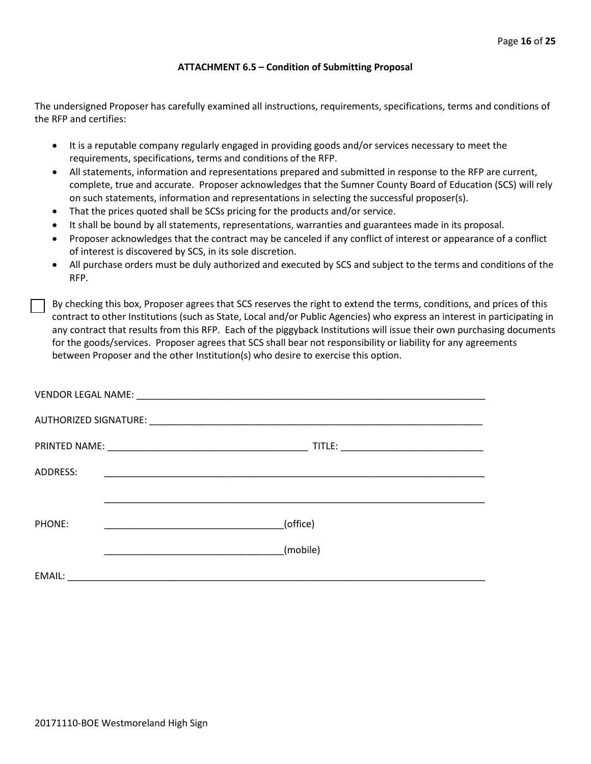### ATTACHMENT 6.5 – Condition of Submitting Proposal

The undersigned Proposer has carefully examined all instructions, requirements, specifications, terms and conditions of the RFP and certifies:

- It is a reputable company regularly engaged in providing goods and/or services necessary to meet the requirements, specifications, terms and conditions of the RFP.
- All statements, information and representations prepared and submitted in response to the RFP are current, complete, true and accurate. Proposer acknowledges that the Sumner County Board of Education (SCS) will rely on such statements, information and representations in selecting the successful proposer(s).
- That the prices quoted shall be SCSs pricing for the products and/or service.
- It shall be bound by all statements, representations, warranties and guarantees made in its proposal.
- Proposer acknowledges that the contract may be canceled if any conflict of interest or appearance of a conflict of interest is discovered by SCS, in its sole discretion.
- All purchase orders must be duly authorized and executed by SCS and subject to the terms and conditions of the RFP.

☐ By checking this box, Proposer agrees that SCS reserves the right to extend the terms, conditions, and prices of this contract to other Institutions (such as State, Local and/or Public Agencies) who express an interest in participating in any contract that results from this RFP. Each of the piggyback Institutions will issue their own purchasing documents for the goods/services. Proposer agrees that SCS shall bear not responsibility or liability for any agreements between Proposer and the other Institution(s) who desire to exercise this option.

VENDOR LEGAL NAME: ______________________________________________________________

AUTHORIZED SIGNATURE: __________________________________________________________

PRINTED NAME: ____________________________________ TITLE: __________________________

ADDRESS: ______________________________________________________________________

______________________________________________________________________

PHONE: _________________________________(office)

_________________________________(mobile)

EMAIL: __________________________________________________________________________

20171110-BOE Westmoreland High Sign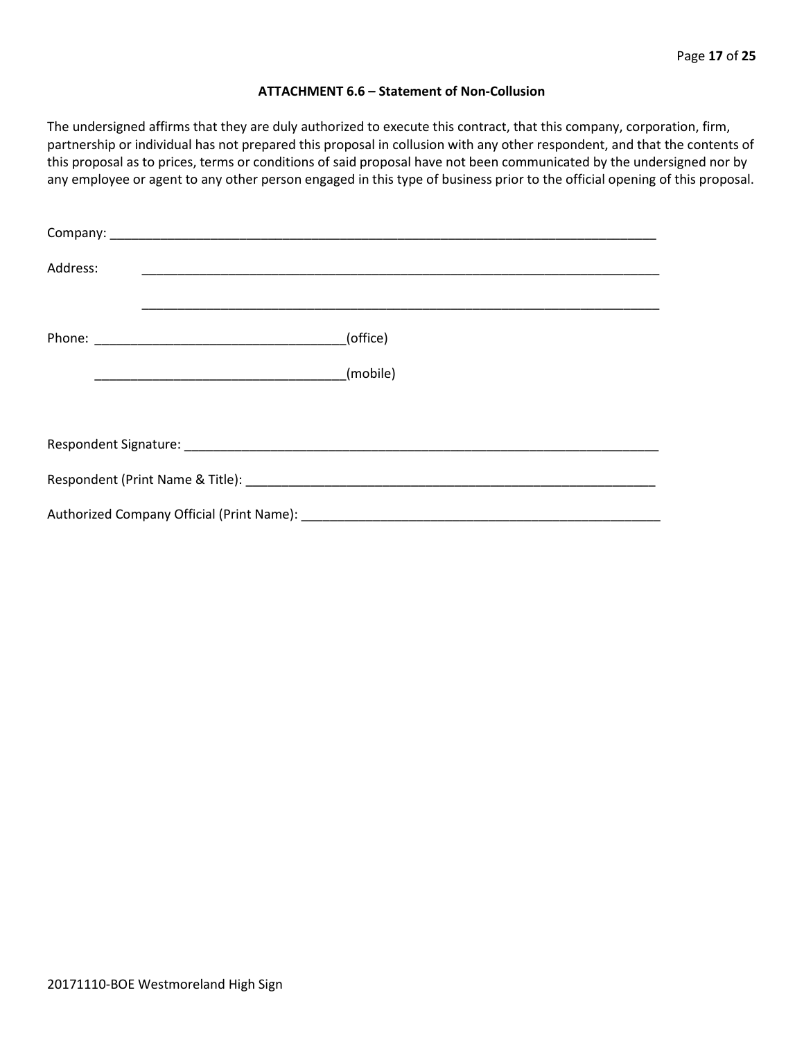**ATTACHMENT 6.6 – Statement of Non-Collusion**

The undersigned affirms that they are duly authorized to execute this contract, that this company, corporation, firm, partnership or individual has not prepared this proposal in collusion with any other respondent, and that the contents of this proposal as to prices, terms or conditions of said proposal have not been communicated by the undersigned nor by any employee or agent to any other person engaged in this type of business prior to the official opening of this proposal.

Company: ___________________________________________________________________________

Address: ___________________________________________________________________________

___________________________________________________________________________

Phone: ___________________________________(office)

___________________________________(mobile)

Respondent Signature: _________________________________________________________________

Respondent (Print Name & Title): ________________________________________________________

Authorized Company Official (Print Name): _________________________________________________

20171110-BOE Westmoreland High Sign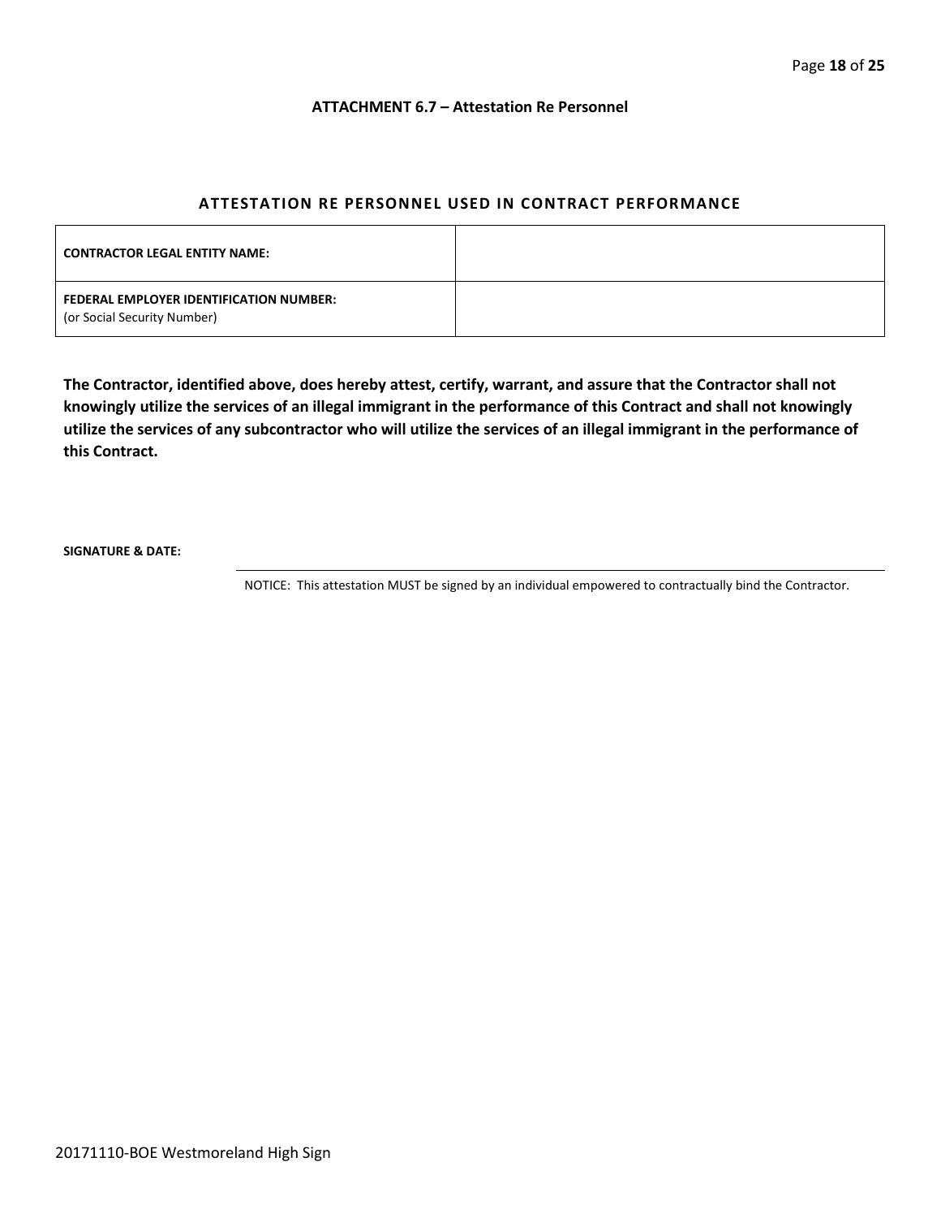### ATTACHMENT 6.7 – Attestation Re Personnel

## ATTESTATION RE PERSONNEL USED IN CONTRACT PERFORMANCE

| **CONTRACTOR LEGAL ENTITY NAME:** | |
|---|---|
| **FEDERAL EMPLOYER IDENTIFICATION NUMBER:** (or Social Security Number) | |

**The Contractor, identified above, does hereby attest, certify, warrant, and assure that the Contractor shall not knowingly utilize the services of an illegal immigrant in the performance of this Contract and shall not knowingly utilize the services of any subcontractor who will utilize the services of an illegal immigrant in the performance of this Contract.**

**SIGNATURE & DATE:**

NOTICE: This attestation MUST be signed by an individual empowered to contractually bind the Contractor.

20171110-BOE Westmoreland High Sign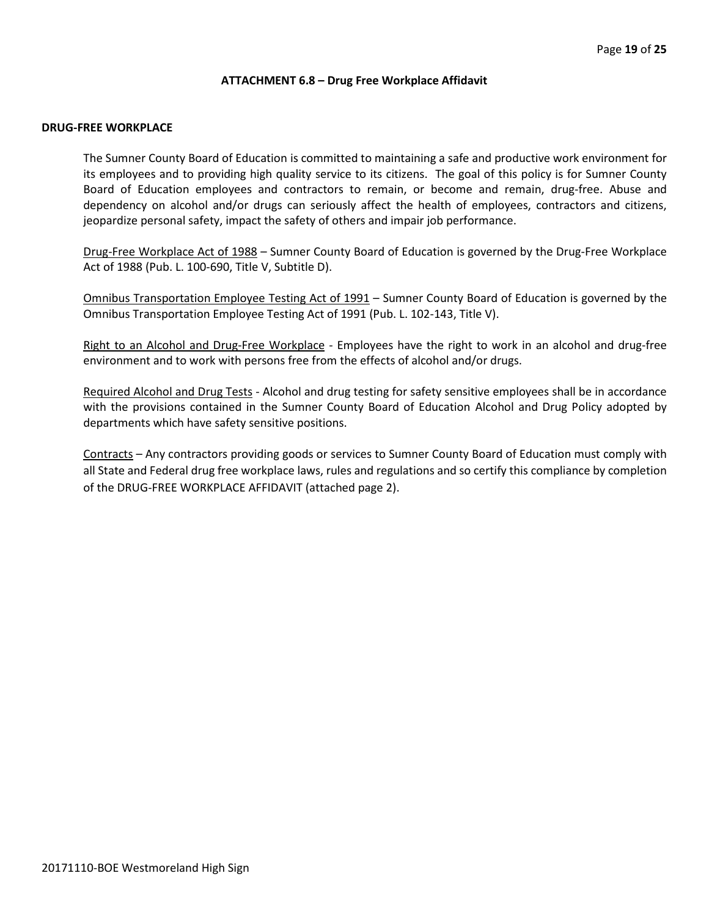### ATTACHMENT 6.8 – Drug Free Workplace Affidavit

**DRUG-FREE WORKPLACE**

The Sumner County Board of Education is committed to maintaining a safe and productive work environment for its employees and to providing high quality service to its citizens. The goal of this policy is for Sumner County Board of Education employees and contractors to remain, or become and remain, drug-free. Abuse and dependency on alcohol and/or drugs can seriously affect the health of employees, contractors and citizens, jeopardize personal safety, impact the safety of others and impair job performance.

<u>Drug-Free Workplace Act of 1988</u> – Sumner County Board of Education is governed by the Drug-Free Workplace Act of 1988 (Pub. L. 100-690, Title V, Subtitle D).

<u>Omnibus Transportation Employee Testing Act of 1991</u> – Sumner County Board of Education is governed by the Omnibus Transportation Employee Testing Act of 1991 (Pub. L. 102-143, Title V).

<u>Right to an Alcohol and Drug-Free Workplace</u> - Employees have the right to work in an alcohol and drug-free environment and to work with persons free from the effects of alcohol and/or drugs.

<u>Required Alcohol and Drug Tests</u> - Alcohol and drug testing for safety sensitive employees shall be in accordance with the provisions contained in the Sumner County Board of Education Alcohol and Drug Policy adopted by departments which have safety sensitive positions.

<u>Contracts</u> – Any contractors providing goods or services to Sumner County Board of Education must comply with all State and Federal drug free workplace laws, rules and regulations and so certify this compliance by completion of the DRUG-FREE WORKPLACE AFFIDAVIT (attached page 2).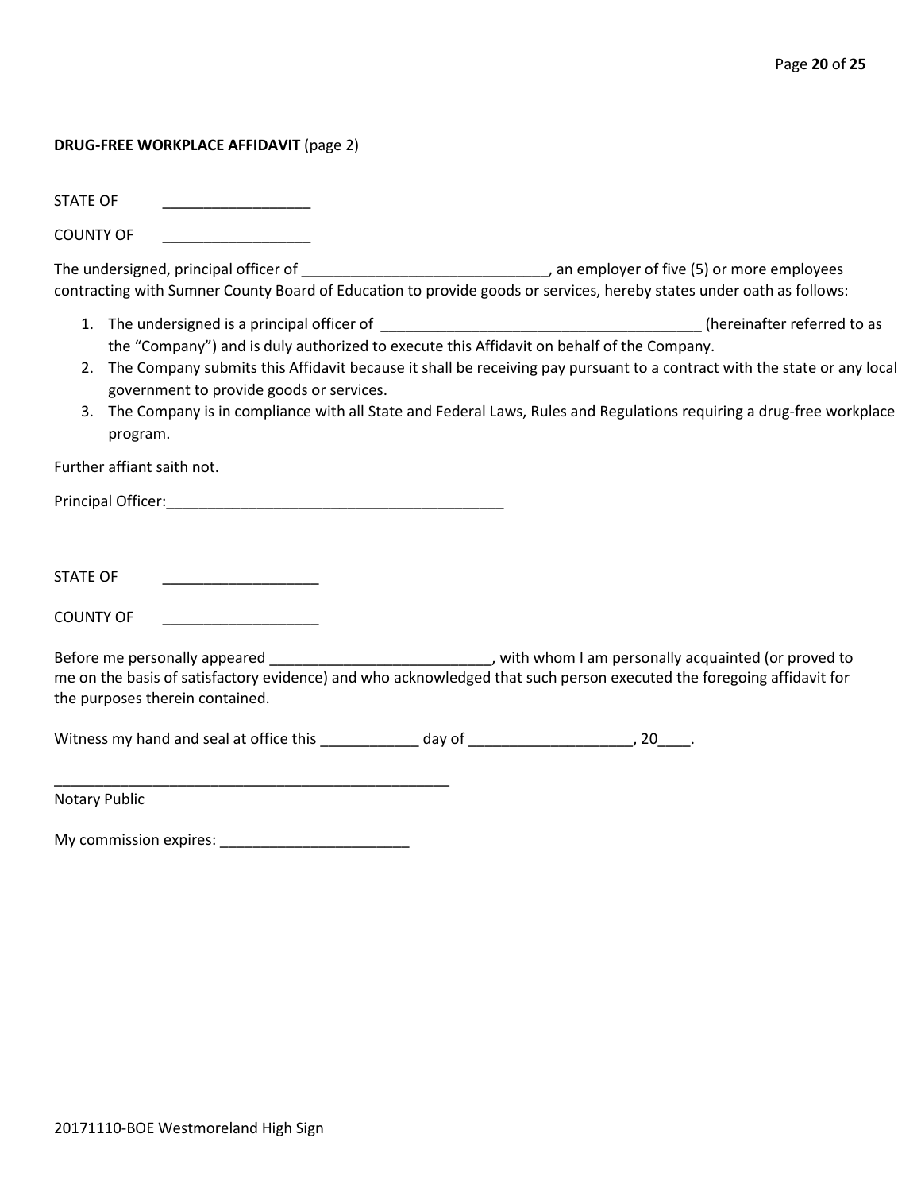**DRUG-FREE WORKPLACE AFFIDAVIT** (page 2)

STATE OF __________________

COUNTY OF __________________

The undersigned, principal officer of ______________________________, an employer of five (5) or more employees contracting with Sumner County Board of Education to provide goods or services, hereby states under oath as follows:

1. The undersigned is a principal officer of ______________________________________ (hereinafter referred to as the "Company") and is duly authorized to execute this Affidavit on behalf of the Company.
2. The Company submits this Affidavit because it shall be receiving pay pursuant to a contract with the state or any local government to provide goods or services.
3. The Company is in compliance with all State and Federal Laws, Rules and Regulations requiring a drug-free workplace program.

Further affiant saith not.

Principal Officer:_________________________________________

STATE OF ___________________

COUNTY OF ___________________

Before me personally appeared ___________________________, with whom I am personally acquainted (or proved to me on the basis of satisfactory evidence) and who acknowledged that such person executed the foregoing affidavit for the purposes therein contained.

Witness my hand and seal at office this ____________ day of ____________________, 20____.

_________________________________________________
Notary Public

My commission expires: _______________________

20171110-BOE Westmoreland High Sign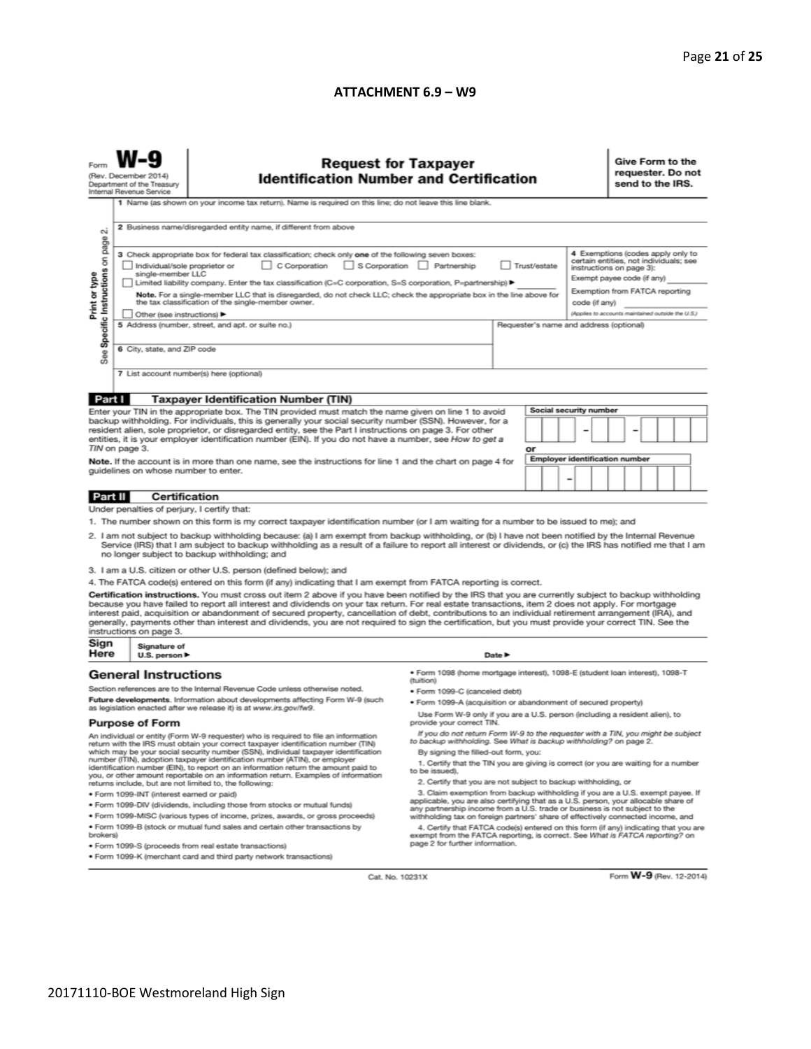**ATTACHMENT 6.9 – W9**

Form **W-9**
(Rev. December 2014)
Department of the Treasury
Internal Revenue Service

# Request for Taxpayer Identification Number and Certification

**Give Form to the requester. Do not send to the IRS.**

Print or type
See Specific Instructions on page 2.

1 Name (as shown on your income tax return). Name is required on this line; do not leave this line blank.

2 Business name/disregarded entity name, if different from above

3 Check appropriate box for federal tax classification; check only **one** of the following seven boxes:

☐ Individual/sole proprietor or single-member LLC ☐ C Corporation ☐ S Corporation ☐ Partnership ☐ Trust/estate

☐ Limited liability company. Enter the tax classification (C=C corporation, S=S corporation, P=partnership) ▶ ________

**Note.** For a single-member LLC that is disregarded, do not check LLC; check the appropriate box in the line above for the tax classification of the single-member owner.

☐ Other (see instructions) ▶

4 Exemptions (codes apply only to certain entities, not individuals; see instructions on page 3):

Exempt payee code (if any) ________

Exemption from FATCA reporting code (if any) ________

*(Applies to accounts maintained outside the U.S.)*

5 Address (number, street, and apt. or suite no.)

Requester's name and address (optional)

6 City, state, and ZIP code

7 List account number(s) here (optional)

## Part I Taxpayer Identification Number (TIN)

Enter your TIN in the appropriate box. The TIN provided must match the name given on line 1 to avoid backup withholding. For individuals, this is generally your social security number (SSN). However, for a resident alien, sole proprietor, or disregarded entity, see the Part I instructions on page 3. For other entities, it is your employer identification number (EIN). If you do not have a number, see *How to get a TIN* on page 3.

**Note.** If the account is in more than one name, see the instructions for line 1 and the chart on page 4 for guidelines on whose number to enter.

**Social security number**

☐☐☐ – ☐☐ – ☐☐☐☐

or

**Employer identification number**

☐☐ – ☐☐☐☐☐☐☐

## Part II Certification

Under penalties of perjury, I certify that:

1. The number shown on this form is my correct taxpayer identification number (or I am waiting for a number to be issued to me); and
2. I am not subject to backup withholding because: (a) I am exempt from backup withholding, or (b) I have not been notified by the Internal Revenue Service (IRS) that I am subject to backup withholding as a result of a failure to report all interest or dividends, or (c) the IRS has notified me that I am no longer subject to backup withholding; and
3. I am a U.S. citizen or other U.S. person (defined below); and
4. The FATCA code(s) entered on this form (if any) indicating that I am exempt from FATCA reporting is correct.

**Certification instructions.** You must cross out item 2 above if you have been notified by the IRS that you are currently subject to backup withholding because you have failed to report all interest and dividends on your tax return. For real estate transactions, item 2 does not apply. For mortgage interest paid, acquisition or abandonment of secured property, cancellation of debt, contributions to an individual retirement arrangement (IRA), and generally, payments other than interest and dividends, you are not required to sign the certification, but you must provide your correct TIN. See the instructions on page 3.

**Sign Here** Signature of U.S. person ▶ Date ▶

## General Instructions

Section references are to the Internal Revenue Code unless otherwise noted.

**Future developments.** Information about developments affecting Form W-9 (such as legislation enacted after we release it) is at *www.irs.gov/fw9*.

### Purpose of Form

An individual or entity (Form W-9 requester) who is required to file an information return with the IRS must obtain your correct taxpayer identification number (TIN) which may be your social security number (SSN), individual taxpayer identification number (ITIN), adoption taxpayer identification number (ATIN), or employer identification number (EIN), to report on an information return the amount paid to you, or other amount reportable on an information return. Examples of information returns include, but are not limited to, the following:

- Form 1099-INT (interest earned or paid)
- Form 1099-DIV (dividends, including those from stocks or mutual funds)
- Form 1099-MISC (various types of income, prizes, awards, or gross proceeds)
- Form 1099-B (stock or mutual fund sales and certain other transactions by brokers)
- Form 1099-S (proceeds from real estate transactions)
- Form 1099-K (merchant card and third party network transactions)
- Form 1098 (home mortgage interest), 1098-E (student loan interest), 1098-T (tuition)
- Form 1099-C (canceled debt)
- Form 1099-A (acquisition or abandonment of secured property)

Use Form W-9 only if you are a U.S. person (including a resident alien), to provide your correct TIN.

*If you do not return Form W-9 to the requester with a TIN, you might be subject to backup withholding. See What is backup withholding? on page 2.*

By signing the filled-out form, you:

1. Certify that the TIN you are giving is correct (or you are waiting for a number to be issued),
2. Certify that you are not subject to backup withholding, or
3. Claim exemption from backup withholding if you are a U.S. exempt payee. If applicable, you are also certifying that as a U.S. person, your allocable share of any partnership income from a U.S. trade or business is not subject to the withholding tax on foreign partners' share of effectively connected income, and
4. Certify that FATCA code(s) entered on this form (if any) indicating that you are exempt from the FATCA reporting, is correct. See *What is FATCA reporting?* on page 2 for further information.

Cat. No. 10231X Form **W-9** (Rev. 12-2014)

20171110-BOE Westmoreland High Sign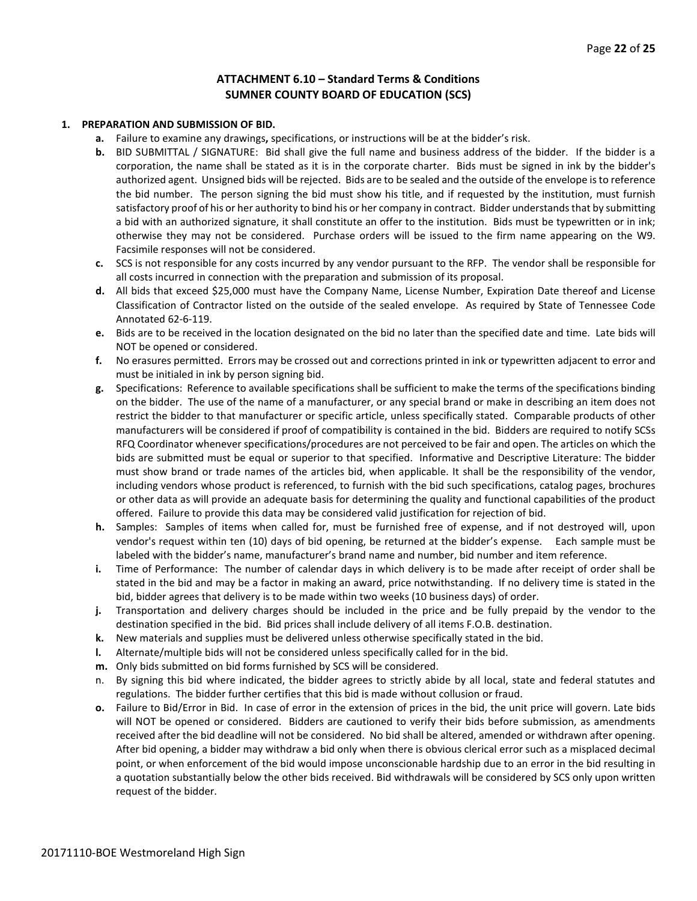## ATTACHMENT 6.10 – Standard Terms & Conditions
## SUMNER COUNTY BOARD OF EDUCATION (SCS)

**1. PREPARATION AND SUBMISSION OF BID.**

- **a.** Failure to examine any drawings**,** specifications, or instructions will be at the bidder's risk.
- **b.** BID SUBMITTAL / SIGNATURE: Bid shall give the full name and business address of the bidder. If the bidder is a corporation, the name shall be stated as it is in the corporate charter. Bids must be signed in ink by the bidder's authorized agent. Unsigned bids will be rejected. Bids are to be sealed and the outside of the envelope is to reference the bid number. The person signing the bid must show his title, and if requested by the institution, must furnish satisfactory proof of his or her authority to bind his or her company in contract. Bidder understands that by submitting a bid with an authorized signature, it shall constitute an offer to the institution. Bids must be typewritten or in ink; otherwise they may not be considered. Purchase orders will be issued to the firm name appearing on the W9. Facsimile responses will not be considered.
- **c.** SCS is not responsible for any costs incurred by any vendor pursuant to the RFP. The vendor shall be responsible for all costs incurred in connection with the preparation and submission of its proposal.
- **d.** All bids that exceed $25,000 must have the Company Name, License Number, Expiration Date thereof and License Classification of Contractor listed on the outside of the sealed envelope. As required by State of Tennessee Code Annotated 62-6-119.
- **e.** Bids are to be received in the location designated on the bid no later than the specified date and time. Late bids will NOT be opened or considered.
- **f.** No erasures permitted. Errors may be crossed out and corrections printed in ink or typewritten adjacent to error and must be initialed in ink by person signing bid.
- **g.** Specifications: Reference to available specifications shall be sufficient to make the terms of the specifications binding on the bidder. The use of the name of a manufacturer, or any special brand or make in describing an item does not restrict the bidder to that manufacturer or specific article, unless specifically stated. Comparable products of other manufacturers will be considered if proof of compatibility is contained in the bid. Bidders are required to notify SCSs RFQ Coordinator whenever specifications/procedures are not perceived to be fair and open. The articles on which the bids are submitted must be equal or superior to that specified. Informative and Descriptive Literature: The bidder must show brand or trade names of the articles bid, when applicable. It shall be the responsibility of the vendor, including vendors whose product is referenced, to furnish with the bid such specifications, catalog pages, brochures or other data as will provide an adequate basis for determining the quality and functional capabilities of the product offered. Failure to provide this data may be considered valid justification for rejection of bid.
- **h.** Samples: Samples of items when called for, must be furnished free of expense, and if not destroyed will, upon vendor's request within ten (10) days of bid opening, be returned at the bidder's expense. Each sample must be labeled with the bidder's name, manufacturer's brand name and number, bid number and item reference.
- **i.** Time of Performance: The number of calendar days in which delivery is to be made after receipt of order shall be stated in the bid and may be a factor in making an award, price notwithstanding. If no delivery time is stated in the bid, bidder agrees that delivery is to be made within two weeks (10 business days) of order.
- **j.** Transportation and delivery charges should be included in the price and be fully prepaid by the vendor to the destination specified in the bid. Bid prices shall include delivery of all items F.O.B. destination.
- **k.** New materials and supplies must be delivered unless otherwise specifically stated in the bid.
- **l.** Alternate/multiple bids will not be considered unless specifically called for in the bid.
- **m.** Only bids submitted on bid forms furnished by SCS will be considered.
- n. By signing this bid where indicated, the bidder agrees to strictly abide by all local, state and federal statutes and regulations. The bidder further certifies that this bid is made without collusion or fraud.
- **o.** Failure to Bid/Error in Bid. In case of error in the extension of prices in the bid, the unit price will govern. Late bids will NOT be opened or considered. Bidders are cautioned to verify their bids before submission, as amendments received after the bid deadline will not be considered. No bid shall be altered, amended or withdrawn after opening. After bid opening, a bidder may withdraw a bid only when there is obvious clerical error such as a misplaced decimal point, or when enforcement of the bid would impose unconscionable hardship due to an error in the bid resulting in a quotation substantially below the other bids received. Bid withdrawals will be considered by SCS only upon written request of the bidder.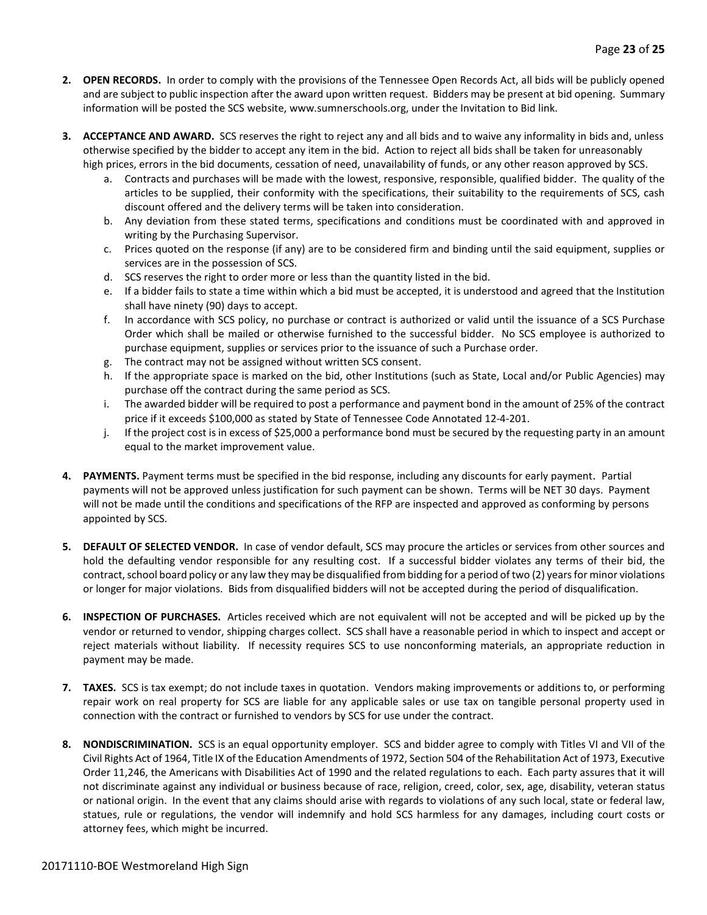2. **OPEN RECORDS.** In order to comply with the provisions of the Tennessee Open Records Act, all bids will be publicly opened and are subject to public inspection after the award upon written request. Bidders may be present at bid opening. Summary information will be posted the SCS website, www.sumnerschools.org, under the Invitation to Bid link.

3. **ACCEPTANCE AND AWARD.** SCS reserves the right to reject any and all bids and to waive any informality in bids and, unless otherwise specified by the bidder to accept any item in the bid. Action to reject all bids shall be taken for unreasonably high prices, errors in the bid documents, cessation of need, unavailability of funds, or any other reason approved by SCS.
   a. Contracts and purchases will be made with the lowest, responsive, responsible, qualified bidder. The quality of the articles to be supplied, their conformity with the specifications, their suitability to the requirements of SCS, cash discount offered and the delivery terms will be taken into consideration.
   b. Any deviation from these stated terms, specifications and conditions must be coordinated with and approved in writing by the Purchasing Supervisor.
   c. Prices quoted on the response (if any) are to be considered firm and binding until the said equipment, supplies or services are in the possession of SCS.
   d. SCS reserves the right to order more or less than the quantity listed in the bid.
   e. If a bidder fails to state a time within which a bid must be accepted, it is understood and agreed that the Institution shall have ninety (90) days to accept.
   f. In accordance with SCS policy, no purchase or contract is authorized or valid until the issuance of a SCS Purchase Order which shall be mailed or otherwise furnished to the successful bidder. No SCS employee is authorized to purchase equipment, supplies or services prior to the issuance of such a Purchase order.
   g. The contract may not be assigned without written SCS consent.
   h. If the appropriate space is marked on the bid, other Institutions (such as State, Local and/or Public Agencies) may purchase off the contract during the same period as SCS.
   i. The awarded bidder will be required to post a performance and payment bond in the amount of 25% of the contract price if it exceeds $100,000 as stated by State of Tennessee Code Annotated 12-4-201.
   j. If the project cost is in excess of $25,000 a performance bond must be secured by the requesting party in an amount equal to the market improvement value.

4. **PAYMENTS.** Payment terms must be specified in the bid response, including any discounts for early payment. Partial payments will not be approved unless justification for such payment can be shown. Terms will be NET 30 days. Payment will not be made until the conditions and specifications of the RFP are inspected and approved as conforming by persons appointed by SCS.

5. **DEFAULT OF SELECTED VENDOR.** In case of vendor default, SCS may procure the articles or services from other sources and hold the defaulting vendor responsible for any resulting cost. If a successful bidder violates any terms of their bid, the contract, school board policy or any law they may be disqualified from bidding for a period of two (2) years for minor violations or longer for major violations. Bids from disqualified bidders will not be accepted during the period of disqualification.

6. **INSPECTION OF PURCHASES.** Articles received which are not equivalent will not be accepted and will be picked up by the vendor or returned to vendor, shipping charges collect. SCS shall have a reasonable period in which to inspect and accept or reject materials without liability. If necessity requires SCS to use nonconforming materials, an appropriate reduction in payment may be made.

7. **TAXES.** SCS is tax exempt; do not include taxes in quotation. Vendors making improvements or additions to, or performing repair work on real property for SCS are liable for any applicable sales or use tax on tangible personal property used in connection with the contract or furnished to vendors by SCS for use under the contract.

8. **NONDISCRIMINATION.** SCS is an equal opportunity employer. SCS and bidder agree to comply with Titles VI and VII of the Civil Rights Act of 1964, Title IX of the Education Amendments of 1972, Section 504 of the Rehabilitation Act of 1973, Executive Order 11,246, the Americans with Disabilities Act of 1990 and the related regulations to each. Each party assures that it will not discriminate against any individual or business because of race, religion, creed, color, sex, age, disability, veteran status or national origin. In the event that any claims should arise with regards to violations of any such local, state or federal law, statues, rule or regulations, the vendor will indemnify and hold SCS harmless for any damages, including court costs or attorney fees, which might be incurred.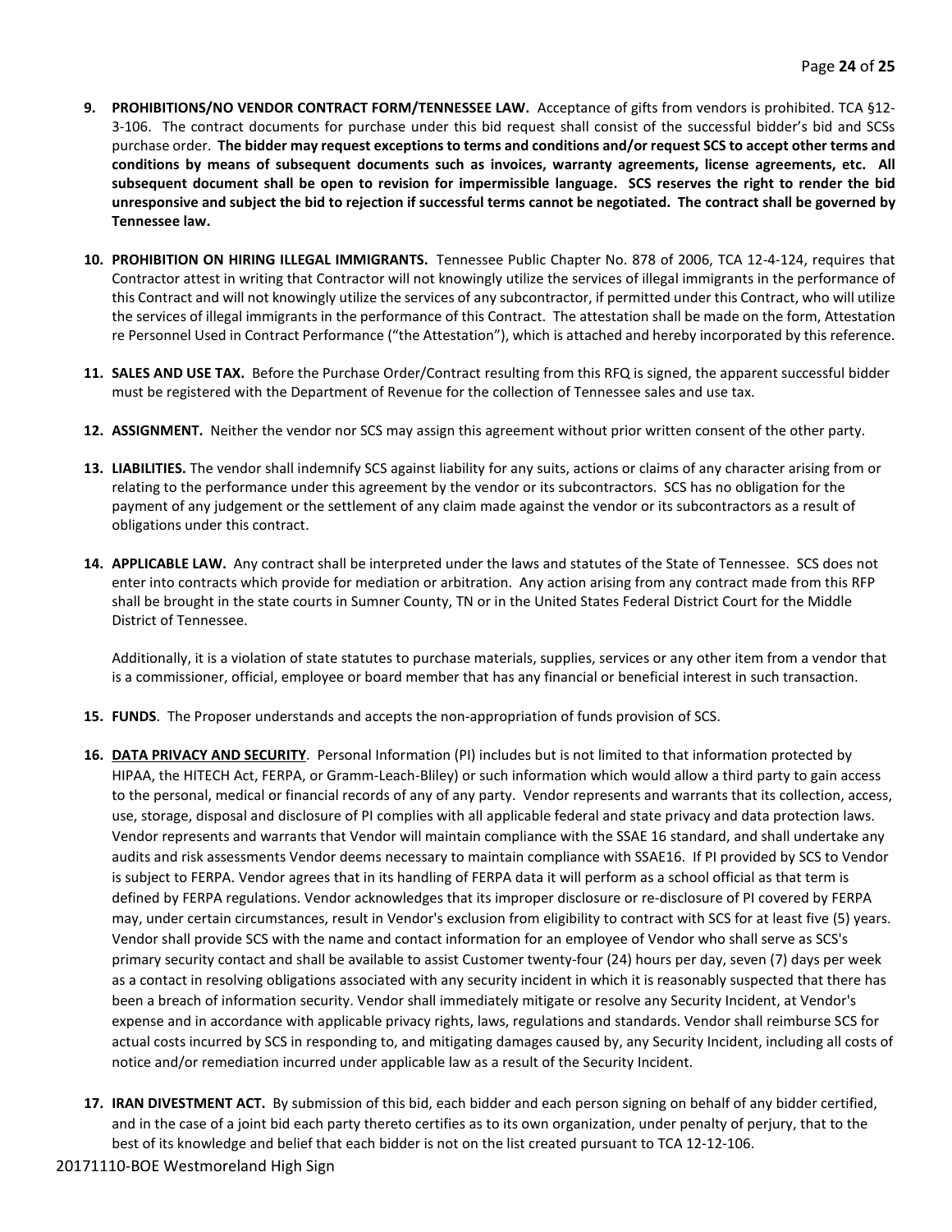9. **PROHIBITIONS/NO VENDOR CONTRACT FORM/TENNESSEE LAW.** Acceptance of gifts from vendors is prohibited. TCA §12-3-106. The contract documents for purchase under this bid request shall consist of the successful bidder's bid and SCSs purchase order. **The bidder may request exceptions to terms and conditions and/or request SCS to accept other terms and conditions by means of subsequent documents such as invoices, warranty agreements, license agreements, etc. All subsequent document shall be open to revision for impermissible language. SCS reserves the right to render the bid unresponsive and subject the bid to rejection if successful terms cannot be negotiated. The contract shall be governed by Tennessee law.**

10. **PROHIBITION ON HIRING ILLEGAL IMMIGRANTS.** Tennessee Public Chapter No. 878 of 2006, TCA 12-4-124, requires that Contractor attest in writing that Contractor will not knowingly utilize the services of illegal immigrants in the performance of this Contract and will not knowingly utilize the services of any subcontractor, if permitted under this Contract, who will utilize the services of illegal immigrants in the performance of this Contract. The attestation shall be made on the form, Attestation re Personnel Used in Contract Performance ("the Attestation"), which is attached and hereby incorporated by this reference.

11. **SALES AND USE TAX.** Before the Purchase Order/Contract resulting from this RFQ is signed, the apparent successful bidder must be registered with the Department of Revenue for the collection of Tennessee sales and use tax.

12. **ASSIGNMENT.** Neither the vendor nor SCS may assign this agreement without prior written consent of the other party.

13. **LIABILITIES.** The vendor shall indemnify SCS against liability for any suits, actions or claims of any character arising from or relating to the performance under this agreement by the vendor or its subcontractors. SCS has no obligation for the payment of any judgement or the settlement of any claim made against the vendor or its subcontractors as a result of obligations under this contract.

14. **APPLICABLE LAW.** Any contract shall be interpreted under the laws and statutes of the State of Tennessee. SCS does not enter into contracts which provide for mediation or arbitration. Any action arising from any contract made from this RFP shall be brought in the state courts in Sumner County, TN or in the United States Federal District Court for the Middle District of Tennessee.

    Additionally, it is a violation of state statutes to purchase materials, supplies, services or any other item from a vendor that is a commissioner, official, employee or board member that has any financial or beneficial interest in such transaction.

15. **FUNDS**. The Proposer understands and accepts the non-appropriation of funds provision of SCS.

16. **DATA PRIVACY AND SECURITY**. Personal Information (PI) includes but is not limited to that information protected by HIPAA, the HITECH Act, FERPA, or Gramm-Leach-Bliley) or such information which would allow a third party to gain access to the personal, medical or financial records of any of any party. Vendor represents and warrants that its collection, access, use, storage, disposal and disclosure of PI complies with all applicable federal and state privacy and data protection laws. Vendor represents and warrants that Vendor will maintain compliance with the SSAE 16 standard, and shall undertake any audits and risk assessments Vendor deems necessary to maintain compliance with SSAE16. If PI provided by SCS to Vendor is subject to FERPA. Vendor agrees that in its handling of FERPA data it will perform as a school official as that term is defined by FERPA regulations. Vendor acknowledges that its improper disclosure or re-disclosure of PI covered by FERPA may, under certain circumstances, result in Vendor's exclusion from eligibility to contract with SCS for at least five (5) years. Vendor shall provide SCS with the name and contact information for an employee of Vendor who shall serve as SCS's primary security contact and shall be available to assist Customer twenty-four (24) hours per day, seven (7) days per week as a contact in resolving obligations associated with any security incident in which it is reasonably suspected that there has been a breach of information security. Vendor shall immediately mitigate or resolve any Security Incident, at Vendor's expense and in accordance with applicable privacy rights, laws, regulations and standards. Vendor shall reimburse SCS for actual costs incurred by SCS in responding to, and mitigating damages caused by, any Security Incident, including all costs of notice and/or remediation incurred under applicable law as a result of the Security Incident.

17. **IRAN DIVESTMENT ACT.** By submission of this bid, each bidder and each person signing on behalf of any bidder certified, and in the case of a joint bid each party thereto certifies as to its own organization, under penalty of perjury, that to the best of its knowledge and belief that each bidder is not on the list created pursuant to TCA 12-12-106.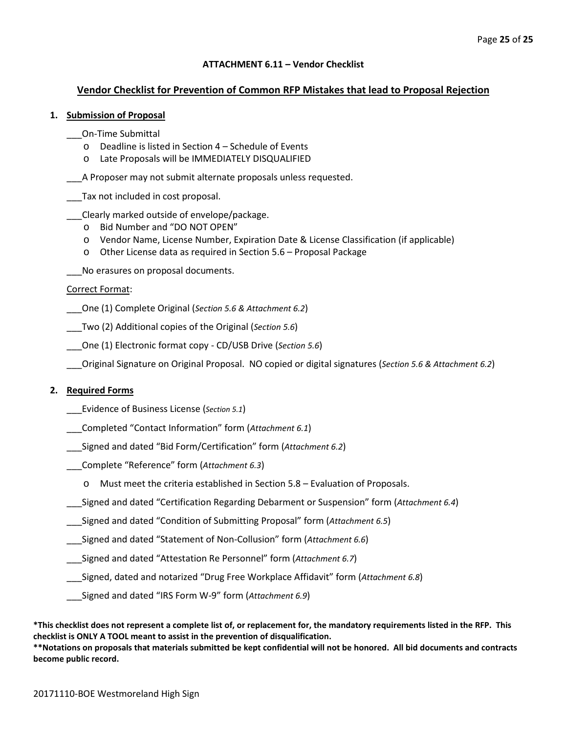**ATTACHMENT 6.11 – Vendor Checklist**

## Vendor Checklist for Prevention of Common RFP Mistakes that lead to Proposal Rejection

1. **Submission of Proposal**

___On-Time Submittal
- Deadline is listed in Section 4 – Schedule of Events
- Late Proposals will be IMMEDIATELY DISQUALIFIED

___A Proposer may not submit alternate proposals unless requested.

___Tax not included in cost proposal.

___Clearly marked outside of envelope/package.
- Bid Number and "DO NOT OPEN"
- Vendor Name, License Number, Expiration Date & License Classification (if applicable)
- Other License data as required in Section 5.6 – Proposal Package

___No erasures on proposal documents.

Correct Format:

___One (1) Complete Original (*Section 5.6 & Attachment 6.2*)

___Two (2) Additional copies of the Original (*Section 5.6*)

___One (1) Electronic format copy - CD/USB Drive (*Section 5.6*)

___Original Signature on Original Proposal. NO copied or digital signatures (*Section 5.6 & Attachment 6.2*)

2. **Required Forms**

___Evidence of Business License (*Section 5.1*)

___Completed "Contact Information" form (*Attachment 6.1*)

___Signed and dated "Bid Form/Certification" form (*Attachment 6.2*)

___Complete "Reference" form (*Attachment 6.3*)
- Must meet the criteria established in Section 5.8 – Evaluation of Proposals.

___Signed and dated "Certification Regarding Debarment or Suspension" form (*Attachment 6.4*)

___Signed and dated "Condition of Submitting Proposal" form (*Attachment 6.5*)

___Signed and dated "Statement of Non-Collusion" form (*Attachment 6.6*)

___Signed and dated "Attestation Re Personnel" form (*Attachment 6.7*)

___Signed, dated and notarized "Drug Free Workplace Affidavit" form (*Attachment 6.8*)

___Signed and dated "IRS Form W-9" form (*Attachment 6.9*)

**\*This checklist does not represent a complete list of, or replacement for, the mandatory requirements listed in the RFP. This checklist is ONLY A TOOL meant to assist in the prevention of disqualification.**
**\*\*Notations on proposals that materials submitted be kept confidential will not be honored. All bid documents and contracts become public record.**

20171110-BOE Westmoreland High Sign